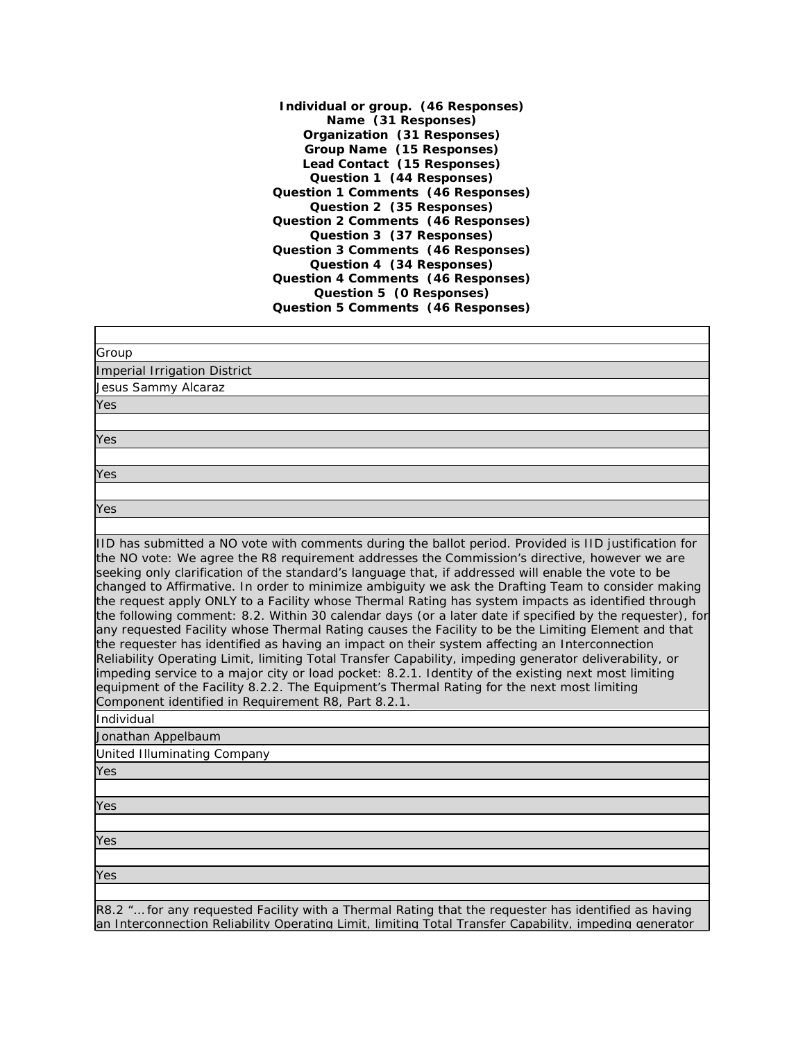**Individual or group. (46 Responses)**
**Name (31 Responses)**
**Organization (31 Responses)**
**Group Name (15 Responses)**
**Lead Contact (15 Responses)**
**Question 1 (44 Responses)**
**Question 1 Comments (46 Responses)**
**Question 2 (35 Responses)**
**Question 2 Comments (46 Responses)**
**Question 3 (37 Responses)**
**Question 3 Comments (46 Responses)**
**Question 4 (34 Responses)**
**Question 4 Comments (46 Responses)**
**Question 5 (0 Responses)**
**Question 5 Comments (46 Responses)**

| |
|---|
| Group |
| Imperial Irrigation District |
| Jesus Sammy Alcaraz |
| Yes |
| |
| Yes |
| |
| Yes |
| |
| Yes |
| |
| IID has submitted a NO vote with comments during the ballot period. Provided is IID justification for the NO vote: We agree the R8 requirement addresses the Commission's directive, however we are seeking only clarification of the standard's language that, if addressed will enable the vote to be changed to Affirmative. In order to minimize ambiguity we ask the Drafting Team to consider making the request apply ONLY to a Facility whose Thermal Rating has system impacts as identified through the following comment: 8.2. Within 30 calendar days (or a later date if specified by the requester), for any requested Facility whose Thermal Rating causes the Facility to be the Limiting Element and that the requester has identified as having an impact on their system affecting an Interconnection Reliability Operating Limit, limiting Total Transfer Capability, impeding generator deliverability, or impeding service to a major city or load pocket: 8.2.1. Identity of the existing next most limiting equipment of the Facility 8.2.2. The Equipment's Thermal Rating for the next most limiting Component identified in Requirement R8, Part 8.2.1. |
| Individual |
| Jonathan Appelbaum |
| United Illuminating Company |
| Yes |
| |
| Yes |
| |
| Yes |
| |
| Yes |
| |
| R8.2 "... for any requested Facility with a Thermal Rating that the requester has identified as having an Interconnection Reliability Operating Limit, limiting Total Transfer Capability, impeding generator |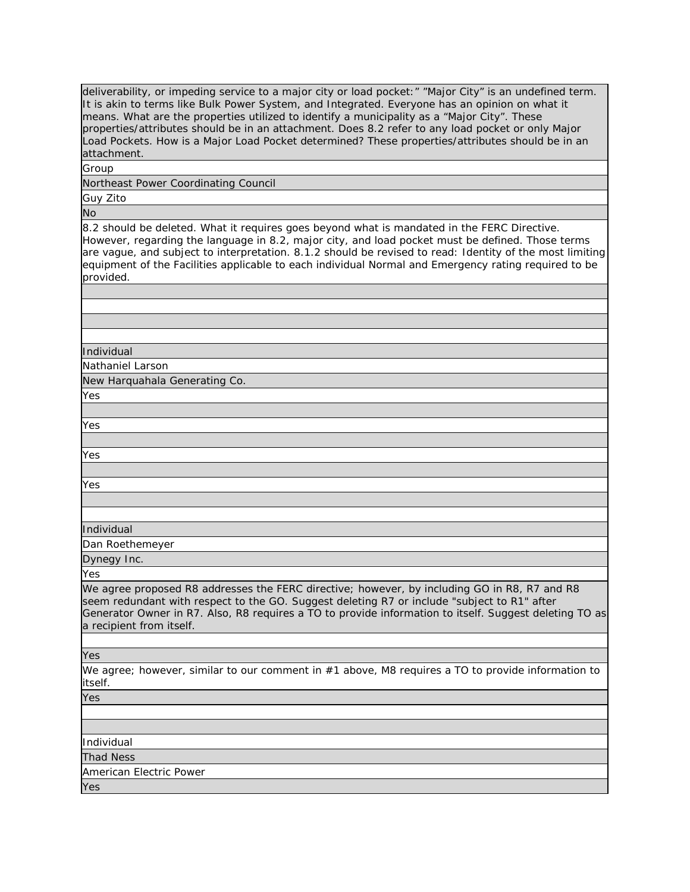deliverability, or impeding service to a major city or load pocket:" "Major City" is an undefined term. It is akin to terms like Bulk Power System, and Integrated. Everyone has an opinion on what it means. What are the properties utilized to identify a municipality as a "Major City". These properties/attributes should be in an attachment. Does 8.2 refer to any load pocket or only Major Load Pockets. How is a Major Load Pocket determined? These properties/attributes should be in an attachment.

Group

Northeast Power Coordinating Council

Guy Zito

No

8.2 should be deleted. What it requires goes beyond what is mandated in the FERC Directive. However, regarding the language in 8.2, major city, and load pocket must be defined. Those terms are vague, and subject to interpretation. 8.1.2 should be revised to read: Identity of the most limiting equipment of the Facilities applicable to each individual Normal and Emergency rating required to be provided.

Individual

Nathaniel Larson

New Harquahala Generating Co.

Yes

Yes

Yes

Yes

Individual

Dan Roethemeyer

Dynegy Inc.

Yes

We agree proposed R8 addresses the FERC directive; however, by including GO in R8, R7 and R8 seem redundant with respect to the GO. Suggest deleting R7 or include "subject to R1" after Generator Owner in R7. Also, R8 requires a TO to provide information to itself. Suggest deleting TO as a recipient from itself.

Yes

We agree; however, similar to our comment in #1 above, M8 requires a TO to provide information to itself.

Yes

Individual

Thad Ness

American Electric Power

Yes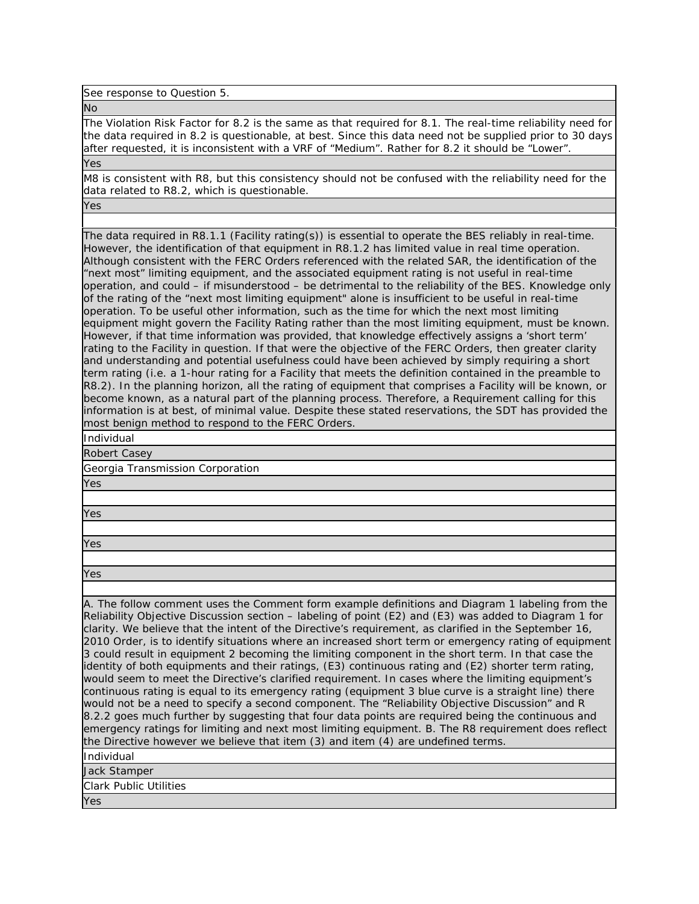See response to Question 5.

No

The Violation Risk Factor for 8.2 is the same as that required for 8.1. The real-time reliability need for the data required in 8.2 is questionable, at best. Since this data need not be supplied prior to 30 days after requested, it is inconsistent with a VRF of "Medium". Rather for 8.2 it should be "Lower".

Yes

M8 is consistent with R8, but this consistency should not be confused with the reliability need for the data related to R8.2, which is questionable.

Yes

The data required in R8.1.1 (Facility rating(s)) is essential to operate the BES reliably in real-time. However, the identification of that equipment in R8.1.2 has limited value in real time operation. Although consistent with the FERC Orders referenced with the related SAR, the identification of the "next most" limiting equipment, and the associated equipment rating is not useful in real-time operation, and could – if misunderstood – be detrimental to the reliability of the BES. Knowledge only of the rating of the "next most limiting equipment" alone is insufficient to be useful in real-time operation. To be useful other information, such as the time for which the next most limiting equipment might govern the Facility Rating rather than the most limiting equipment, must be known. However, if that time information was provided, that knowledge effectively assigns a 'short term' rating to the Facility in question. If that were the objective of the FERC Orders, then greater clarity and understanding and potential usefulness could have been achieved by simply requiring a short term rating (i.e. a 1-hour rating for a Facility that meets the definition contained in the preamble to R8.2). In the planning horizon, all the rating of equipment that comprises a Facility will be known, or become known, as a natural part of the planning process. Therefore, a Requirement calling for this information is at best, of minimal value. Despite these stated reservations, the SDT has provided the most benign method to respond to the FERC Orders.

Individual

Robert Casey

Georgia Transmission Corporation

Yes

Yes

Yes

Yes

A. The follow comment uses the Comment form example definitions and Diagram 1 labeling from the Reliability Objective Discussion section – labeling of point (E2) and (E3) was added to Diagram 1 for clarity. We believe that the intent of the Directive's requirement, as clarified in the September 16, 2010 Order, is to identify situations where an increased short term or emergency rating of equipment 3 could result in equipment 2 becoming the limiting component in the short term. In that case the identity of both equipments and their ratings, (E3) continuous rating and (E2) shorter term rating, would seem to meet the Directive's clarified requirement. In cases where the limiting equipment's continuous rating is equal to its emergency rating (equipment 3 blue curve is a straight line) there would not be a need to specify a second component. The "Reliability Objective Discussion" and R 8.2.2 goes much further by suggesting that four data points are required being the continuous and emergency ratings for limiting and next most limiting equipment. B. The R8 requirement does reflect the Directive however we believe that item (3) and item (4) are undefined terms.

Individual

Jack Stamper

Clark Public Utilities

Yes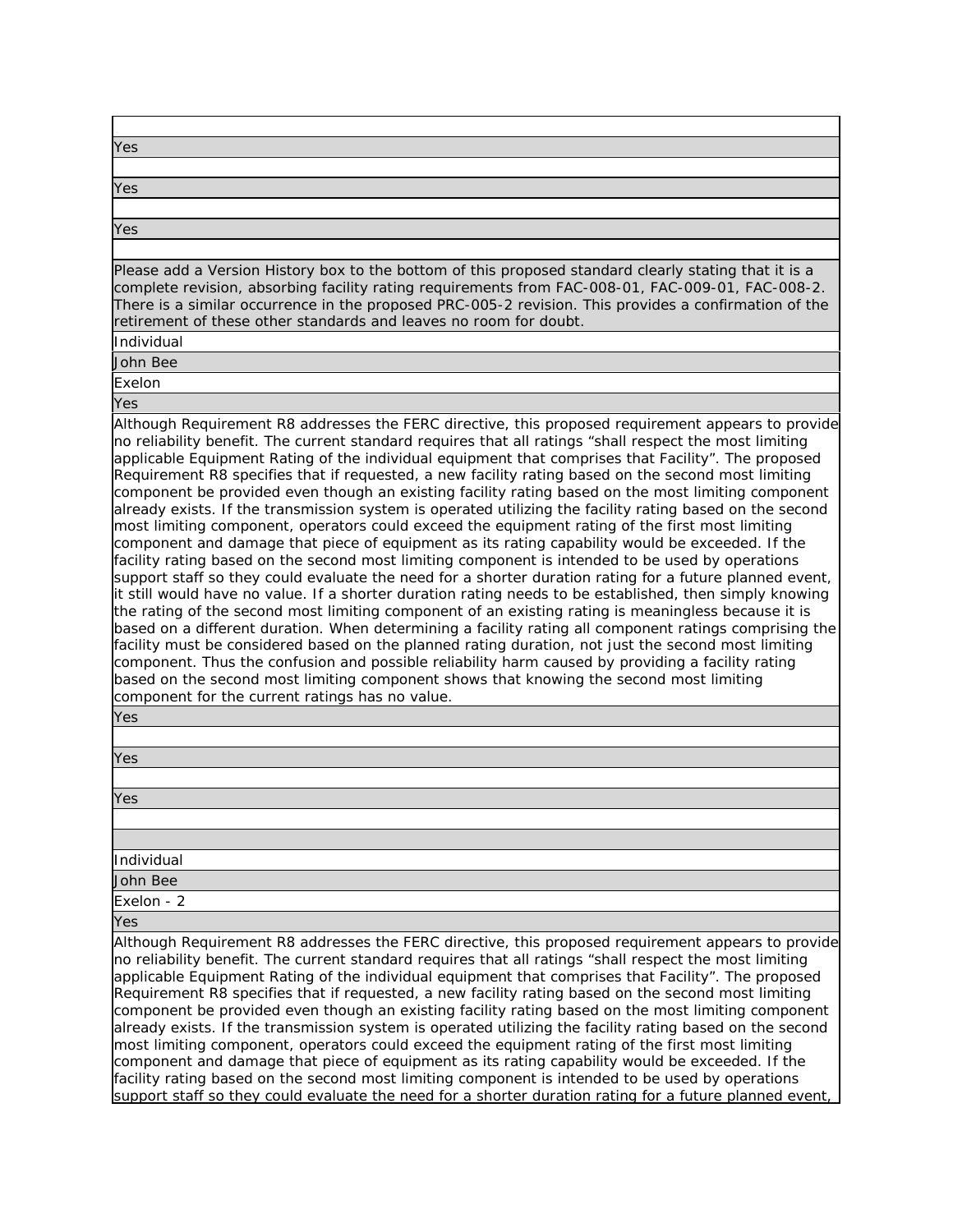Yes

Yes

Yes

Please add a Version History box to the bottom of this proposed standard clearly stating that it is a complete revision, absorbing facility rating requirements from FAC-008-01, FAC-009-01, FAC-008-2. There is a similar occurrence in the proposed PRC-005-2 revision. This provides a confirmation of the retirement of these other standards and leaves no room for doubt.

Individual

John Bee

Exelon

Yes

Although Requirement R8 addresses the FERC directive, this proposed requirement appears to provide no reliability benefit. The current standard requires that all ratings “shall respect the most limiting applicable Equipment Rating of the individual equipment that comprises that Facility”. The proposed Requirement R8 specifies that if requested, a new facility rating based on the second most limiting component be provided even though an existing facility rating based on the most limiting component already exists. If the transmission system is operated utilizing the facility rating based on the second most limiting component, operators could exceed the equipment rating of the first most limiting component and damage that piece of equipment as its rating capability would be exceeded. If the facility rating based on the second most limiting component is intended to be used by operations support staff so they could evaluate the need for a shorter duration rating for a future planned event, it still would have no value. If a shorter duration rating needs to be established, then simply knowing the rating of the second most limiting component of an existing rating is meaningless because it is based on a different duration. When determining a facility rating all component ratings comprising the facility must be considered based on the planned rating duration, not just the second most limiting component. Thus the confusion and possible reliability harm caused by providing a facility rating based on the second most limiting component shows that knowing the second most limiting component for the current ratings has no value.

Yes

Yes

Yes

Individual

John Bee

Exelon - 2

Yes

Although Requirement R8 addresses the FERC directive, this proposed requirement appears to provide no reliability benefit. The current standard requires that all ratings “shall respect the most limiting applicable Equipment Rating of the individual equipment that comprises that Facility”. The proposed Requirement R8 specifies that if requested, a new facility rating based on the second most limiting component be provided even though an existing facility rating based on the most limiting component already exists. If the transmission system is operated utilizing the facility rating based on the second most limiting component, operators could exceed the equipment rating of the first most limiting component and damage that piece of equipment as its rating capability would be exceeded. If the facility rating based on the second most limiting component is intended to be used by operations support staff so they could evaluate the need for a shorter duration rating for a future planned event,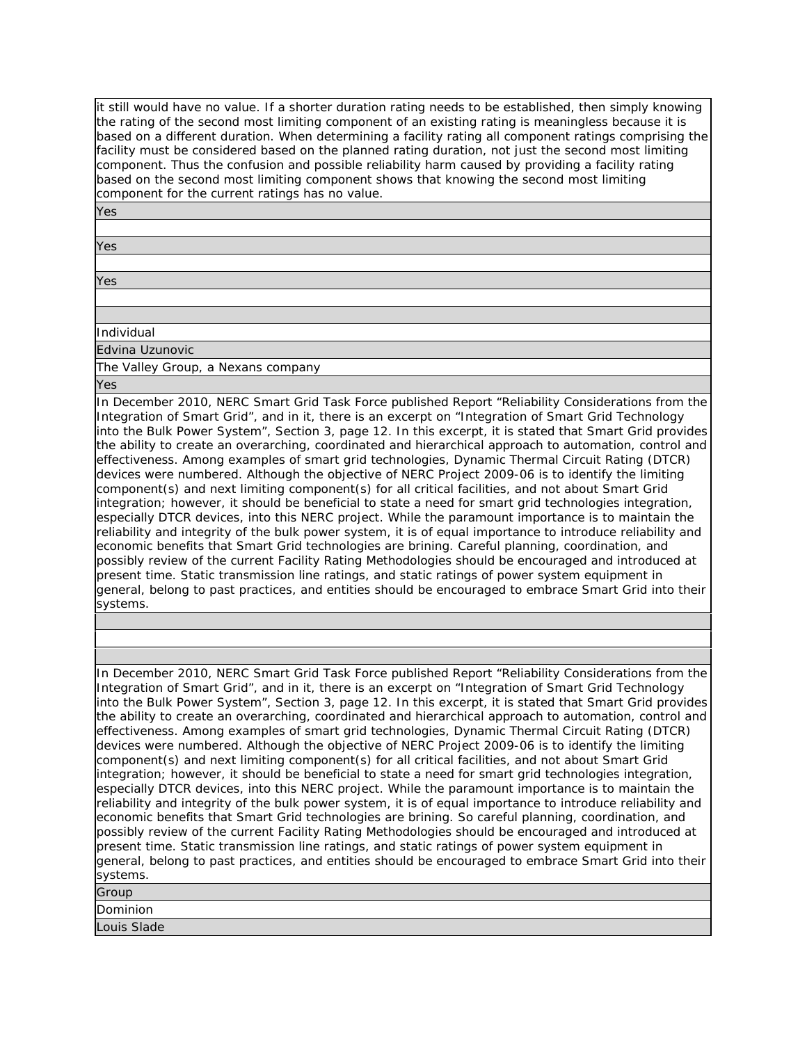it still would have no value. If a shorter duration rating needs to be established, then simply knowing the rating of the second most limiting component of an existing rating is meaningless because it is based on a different duration. When determining a facility rating all component ratings comprising the facility must be considered based on the planned rating duration, not just the second most limiting component. Thus the confusion and possible reliability harm caused by providing a facility rating based on the second most limiting component shows that knowing the second most limiting component for the current ratings has no value.

Yes

Yes

Yes

Individual

Edvina Uzunovic

The Valley Group, a Nexans company

Yes

In December 2010, NERC Smart Grid Task Force published Report "Reliability Considerations from the Integration of Smart Grid", and in it, there is an excerpt on "Integration of Smart Grid Technology into the Bulk Power System", Section 3, page 12. In this excerpt, it is stated that Smart Grid provides the ability to create an overarching, coordinated and hierarchical approach to automation, control and effectiveness. Among examples of smart grid technologies, Dynamic Thermal Circuit Rating (DTCR) devices were numbered. Although the objective of NERC Project 2009-06 is to identify the limiting component(s) and next limiting component(s) for all critical facilities, and not about Smart Grid integration; however, it should be beneficial to state a need for smart grid technologies integration, especially DTCR devices, into this NERC project. While the paramount importance is to maintain the reliability and integrity of the bulk power system, it is of equal importance to introduce reliability and economic benefits that Smart Grid technologies are brining. Careful planning, coordination, and possibly review of the current Facility Rating Methodologies should be encouraged and introduced at present time. Static transmission line ratings, and static ratings of power system equipment in general, belong to past practices, and entities should be encouraged to embrace Smart Grid into their systems.

In December 2010, NERC Smart Grid Task Force published Report "Reliability Considerations from the Integration of Smart Grid", and in it, there is an excerpt on "Integration of Smart Grid Technology into the Bulk Power System", Section 3, page 12. In this excerpt, it is stated that Smart Grid provides the ability to create an overarching, coordinated and hierarchical approach to automation, control and effectiveness. Among examples of smart grid technologies, Dynamic Thermal Circuit Rating (DTCR) devices were numbered. Although the objective of NERC Project 2009-06 is to identify the limiting component(s) and next limiting component(s) for all critical facilities, and not about Smart Grid integration; however, it should be beneficial to state a need for smart grid technologies integration, especially DTCR devices, into this NERC project. While the paramount importance is to maintain the reliability and integrity of the bulk power system, it is of equal importance to introduce reliability and economic benefits that Smart Grid technologies are brining. So careful planning, coordination, and possibly review of the current Facility Rating Methodologies should be encouraged and introduced at present time. Static transmission line ratings, and static ratings of power system equipment in general, belong to past practices, and entities should be encouraged to embrace Smart Grid into their systems.

Group

Dominion

Louis Slade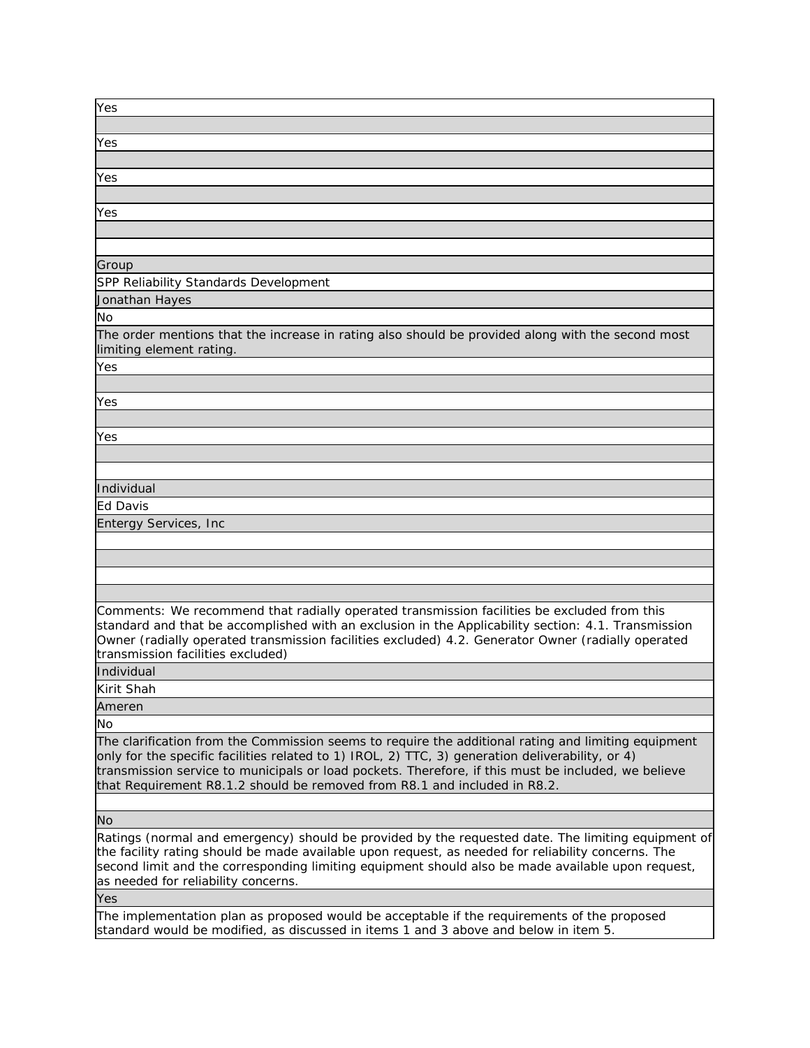| Yes |
|---|
| |
| Yes |
| |
| Yes |
| |
| Yes |
| |
| |
| Group |
| SPP Reliability Standards Development |
| Jonathan Hayes |
| No |
| The order mentions that the increase in rating also should be provided along with the second most limiting element rating. |
| Yes |
| |
| Yes |
| |
| Yes |
| |
| |
| Individual |
| Ed Davis |
| Entergy Services, Inc |
| |
| |
| |
| |
| Comments: We recommend that radially operated transmission facilities be excluded from this standard and that be accomplished with an exclusion in the Applicability section: 4.1. Transmission Owner (radially operated transmission facilities excluded) 4.2. Generator Owner (radially operated transmission facilities excluded) |
| Individual |
| Kirit Shah |
| Ameren |
| No |
| The clarification from the Commission seems to require the additional rating and limiting equipment only for the specific facilities related to 1) IROL, 2) TTC, 3) generation deliverability, or 4) transmission service to municipals or load pockets. Therefore, if this must be included, we believe that Requirement R8.1.2 should be removed from R8.1 and included in R8.2. |
| |
| No |
| Ratings (normal and emergency) should be provided by the requested date. The limiting equipment of the facility rating should be made available upon request, as needed for reliability concerns. The second limit and the corresponding limiting equipment should also be made available upon request, as needed for reliability concerns. |
| Yes |
| The implementation plan as proposed would be acceptable if the requirements of the proposed standard would be modified, as discussed in items 1 and 3 above and below in item 5. |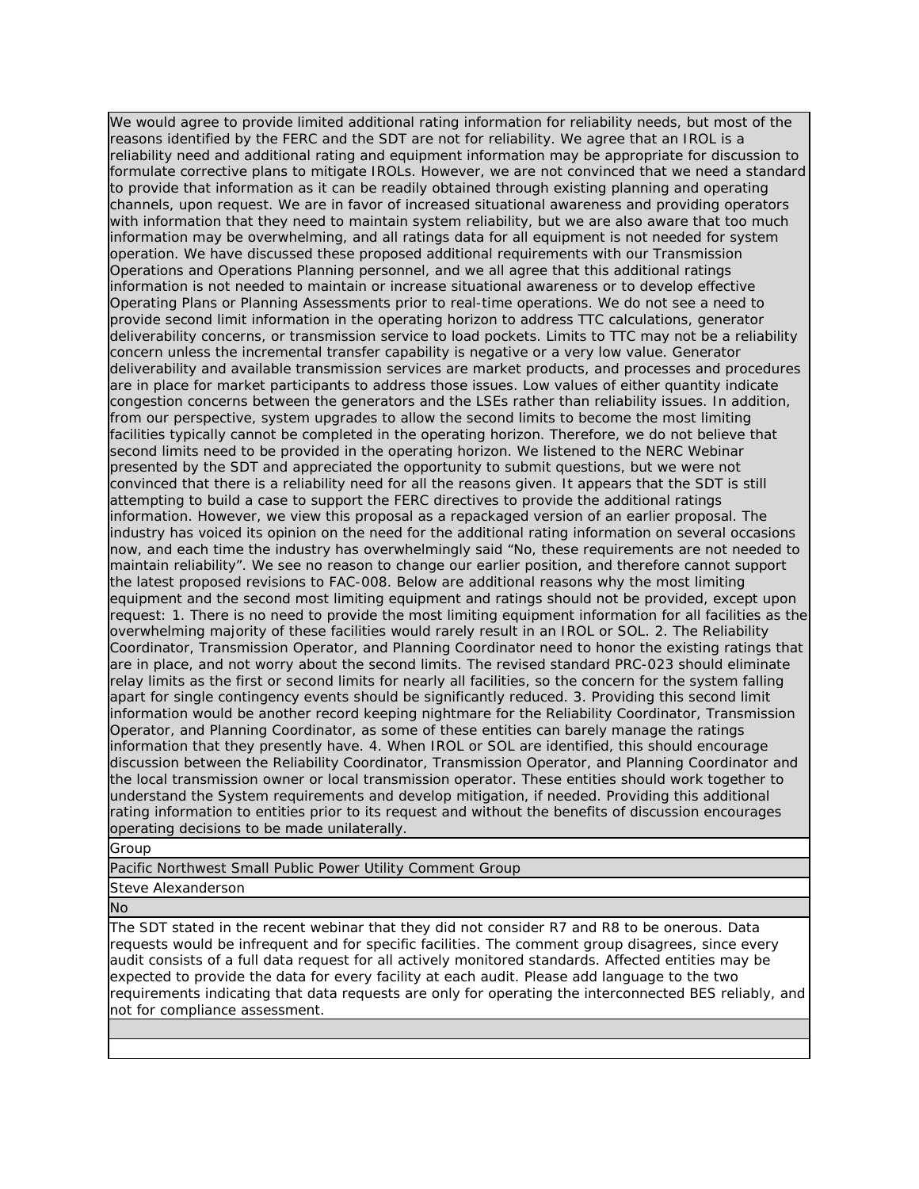We would agree to provide limited additional rating information for reliability needs, but most of the reasons identified by the FERC and the SDT are not for reliability. We agree that an IROL is a reliability need and additional rating and equipment information may be appropriate for discussion to formulate corrective plans to mitigate IROLs. However, we are not convinced that we need a standard to provide that information as it can be readily obtained through existing planning and operating channels, upon request. We are in favor of increased situational awareness and providing operators with information that they need to maintain system reliability, but we are also aware that too much information may be overwhelming, and all ratings data for all equipment is not needed for system operation. We have discussed these proposed additional requirements with our Transmission Operations and Operations Planning personnel, and we all agree that this additional ratings information is not needed to maintain or increase situational awareness or to develop effective Operating Plans or Planning Assessments prior to real-time operations. We do not see a need to provide second limit information in the operating horizon to address TTC calculations, generator deliverability concerns, or transmission service to load pockets. Limits to TTC may not be a reliability concern unless the incremental transfer capability is negative or a very low value. Generator deliverability and available transmission services are market products, and processes and procedures are in place for market participants to address those issues. Low values of either quantity indicate congestion concerns between the generators and the LSEs rather than reliability issues. In addition, from our perspective, system upgrades to allow the second limits to become the most limiting facilities typically cannot be completed in the operating horizon. Therefore, we do not believe that second limits need to be provided in the operating horizon. We listened to the NERC Webinar presented by the SDT and appreciated the opportunity to submit questions, but we were not convinced that there is a reliability need for all the reasons given. It appears that the SDT is still attempting to build a case to support the FERC directives to provide the additional ratings information. However, we view this proposal as a repackaged version of an earlier proposal. The industry has voiced its opinion on the need for the additional rating information on several occasions now, and each time the industry has overwhelmingly said "No, these requirements are not needed to maintain reliability". We see no reason to change our earlier position, and therefore cannot support the latest proposed revisions to FAC-008. Below are additional reasons why the most limiting equipment and the second most limiting equipment and ratings should not be provided, except upon request: 1. There is no need to provide the most limiting equipment information for all facilities as the overwhelming majority of these facilities would rarely result in an IROL or SOL. 2. The Reliability Coordinator, Transmission Operator, and Planning Coordinator need to honor the existing ratings that are in place, and not worry about the second limits. The revised standard PRC-023 should eliminate relay limits as the first or second limits for nearly all facilities, so the concern for the system falling apart for single contingency events should be significantly reduced. 3. Providing this second limit information would be another record keeping nightmare for the Reliability Coordinator, Transmission Operator, and Planning Coordinator, as some of these entities can barely manage the ratings information that they presently have. 4. When IROL or SOL are identified, this should encourage discussion between the Reliability Coordinator, Transmission Operator, and Planning Coordinator and the local transmission owner or local transmission operator. These entities should work together to understand the System requirements and develop mitigation, if needed. Providing this additional rating information to entities prior to its request and without the benefits of discussion encourages operating decisions to be made unilaterally.

Group

Pacific Northwest Small Public Power Utility Comment Group

Steve Alexanderson

No

The SDT stated in the recent webinar that they did not consider R7 and R8 to be onerous. Data requests would be infrequent and for specific facilities. The comment group disagrees, since every audit consists of a full data request for all actively monitored standards. Affected entities may be expected to provide the data for every facility at each audit. Please add language to the two requirements indicating that data requests are only for operating the interconnected BES reliably, and not for compliance assessment.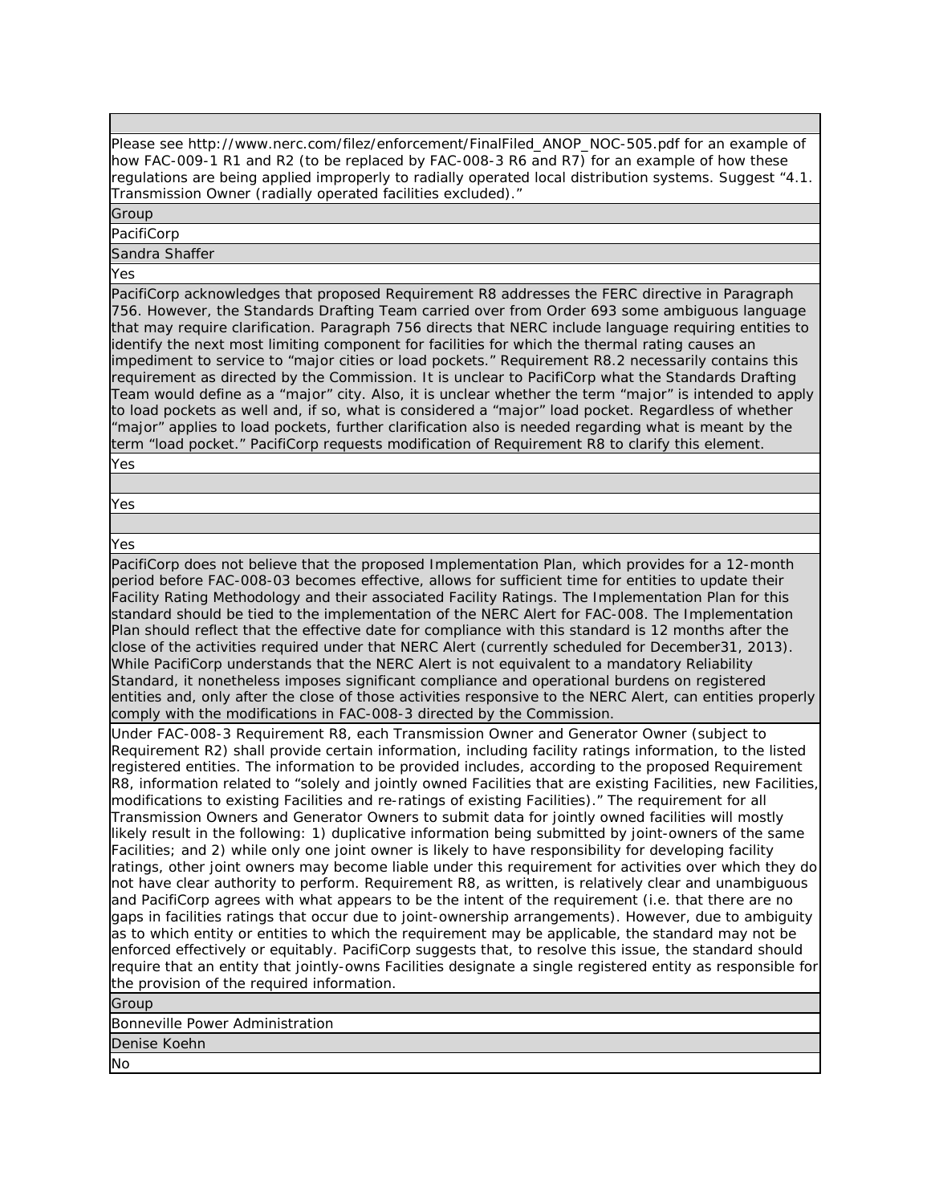Please see http://www.nerc.com/filez/enforcement/FinalFiled_ANOP_NOC-505.pdf for an example of how FAC-009-1 R1 and R2 (to be replaced by FAC-008-3 R6 and R7) for an example of how these regulations are being applied improperly to radially operated local distribution systems. Suggest "4.1. Transmission Owner (radially operated facilities excluded)."

Group

PacifiCorp

Sandra Shaffer

Yes

PacifiCorp acknowledges that proposed Requirement R8 addresses the FERC directive in Paragraph 756. However, the Standards Drafting Team carried over from Order 693 some ambiguous language that may require clarification. Paragraph 756 directs that NERC include language requiring entities to identify the next most limiting component for facilities for which the thermal rating causes an impediment to service to "major cities or load pockets." Requirement R8.2 necessarily contains this requirement as directed by the Commission. It is unclear to PacifiCorp what the Standards Drafting Team would define as a "major" city. Also, it is unclear whether the term "major" is intended to apply to load pockets as well and, if so, what is considered a "major" load pocket. Regardless of whether "major" applies to load pockets, further clarification also is needed regarding what is meant by the term "load pocket." PacifiCorp requests modification of Requirement R8 to clarify this element.

Yes

Yes

Yes

PacifiCorp does not believe that the proposed Implementation Plan, which provides for a 12-month period before FAC-008-03 becomes effective, allows for sufficient time for entities to update their Facility Rating Methodology and their associated Facility Ratings. The Implementation Plan for this standard should be tied to the implementation of the NERC Alert for FAC-008. The Implementation Plan should reflect that the effective date for compliance with this standard is 12 months after the close of the activities required under that NERC Alert (currently scheduled for December31, 2013). While PacifiCorp understands that the NERC Alert is not equivalent to a mandatory Reliability Standard, it nonetheless imposes significant compliance and operational burdens on registered entities and, only after the close of those activities responsive to the NERC Alert, can entities properly comply with the modifications in FAC-008-3 directed by the Commission.

Under FAC-008-3 Requirement R8, each Transmission Owner and Generator Owner (subject to Requirement R2) shall provide certain information, including facility ratings information, to the listed registered entities. The information to be provided includes, according to the proposed Requirement R8, information related to "solely and jointly owned Facilities that are existing Facilities, new Facilities, modifications to existing Facilities and re-ratings of existing Facilities)." The requirement for all Transmission Owners and Generator Owners to submit data for jointly owned facilities will mostly likely result in the following: 1) duplicative information being submitted by joint-owners of the same Facilities; and 2) while only one joint owner is likely to have responsibility for developing facility ratings, other joint owners may become liable under this requirement for activities over which they do not have clear authority to perform. Requirement R8, as written, is relatively clear and unambiguous and PacifiCorp agrees with what appears to be the intent of the requirement (i.e. that there are no gaps in facilities ratings that occur due to joint-ownership arrangements). However, due to ambiguity as to which entity or entities to which the requirement may be applicable, the standard may not be enforced effectively or equitably. PacifiCorp suggests that, to resolve this issue, the standard should require that an entity that jointly-owns Facilities designate a single registered entity as responsible for the provision of the required information.

Group

Bonneville Power Administration

Denise Koehn

No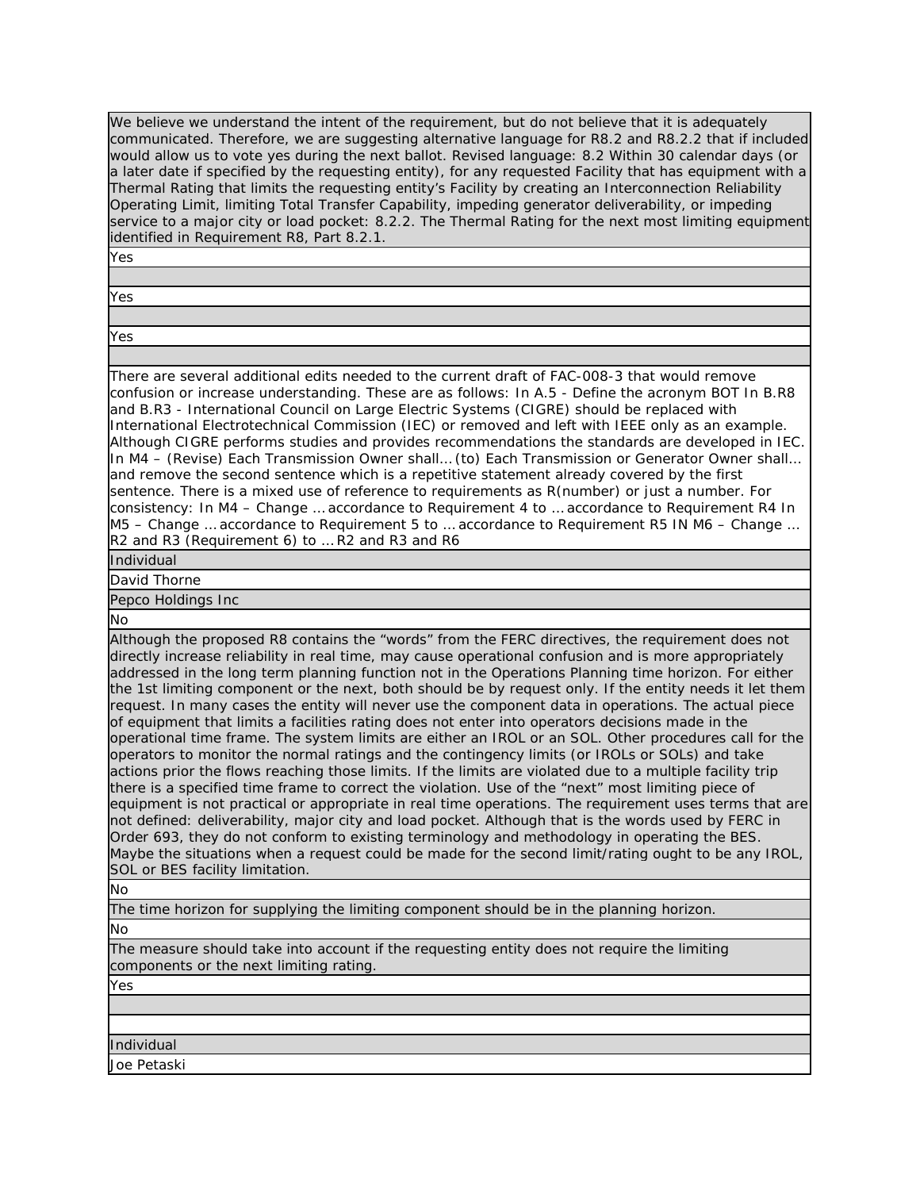We believe we understand the intent of the requirement, but do not believe that it is adequately communicated. Therefore, we are suggesting alternative language for R8.2 and R8.2.2 that if included would allow us to vote yes during the next ballot. Revised language: 8.2 Within 30 calendar days (or a later date if specified by the requesting entity), for any requested Facility that has equipment with a Thermal Rating that limits the requesting entity's Facility by creating an Interconnection Reliability Operating Limit, limiting Total Transfer Capability, impeding generator deliverability, or impeding service to a major city or load pocket: 8.2.2. The Thermal Rating for the next most limiting equipment identified in Requirement R8, Part 8.2.1.

Yes

Yes

Yes

There are several additional edits needed to the current draft of FAC-008-3 that would remove confusion or increase understanding. These are as follows: In A.5 - Define the acronym BOT In B.R8 and B.R3 - International Council on Large Electric Systems (CIGRE) should be replaced with International Electrotechnical Commission (IEC) or removed and left with IEEE only as an example. Although CIGRE performs studies and provides recommendations the standards are developed in IEC. In M4 – (Revise) Each Transmission Owner shall… (to) Each Transmission or Generator Owner shall… and remove the second sentence which is a repetitive statement already covered by the first sentence. There is a mixed use of reference to requirements as R(number) or just a number. For consistency: In M4 – Change … accordance to Requirement 4 to … accordance to Requirement R4 In M5 – Change … accordance to Requirement 5 to … accordance to Requirement R5 IN M6 – Change … R2 and R3 (Requirement 6) to … R2 and R3 and R6

Individual

David Thorne

Pepco Holdings Inc

No

Although the proposed R8 contains the "words" from the FERC directives, the requirement does not directly increase reliability in real time, may cause operational confusion and is more appropriately addressed in the long term planning function not in the Operations Planning time horizon. For either the 1st limiting component or the next, both should be by request only. If the entity needs it let them request. In many cases the entity will never use the component data in operations. The actual piece of equipment that limits a facilities rating does not enter into operators decisions made in the operational time frame. The system limits are either an IROL or an SOL. Other procedures call for the operators to monitor the normal ratings and the contingency limits (or IROLs or SOLs) and take actions prior the flows reaching those limits. If the limits are violated due to a multiple facility trip there is a specified time frame to correct the violation. Use of the "next" most limiting piece of equipment is not practical or appropriate in real time operations. The requirement uses terms that are not defined: deliverability, major city and load pocket. Although that is the words used by FERC in Order 693, they do not conform to existing terminology and methodology in operating the BES. Maybe the situations when a request could be made for the second limit/rating ought to be any IROL, SOL or BES facility limitation.

No

The time horizon for supplying the limiting component should be in the planning horizon.

No

The measure should take into account if the requesting entity does not require the limiting components or the next limiting rating.

Yes

Individual

Joe Petaski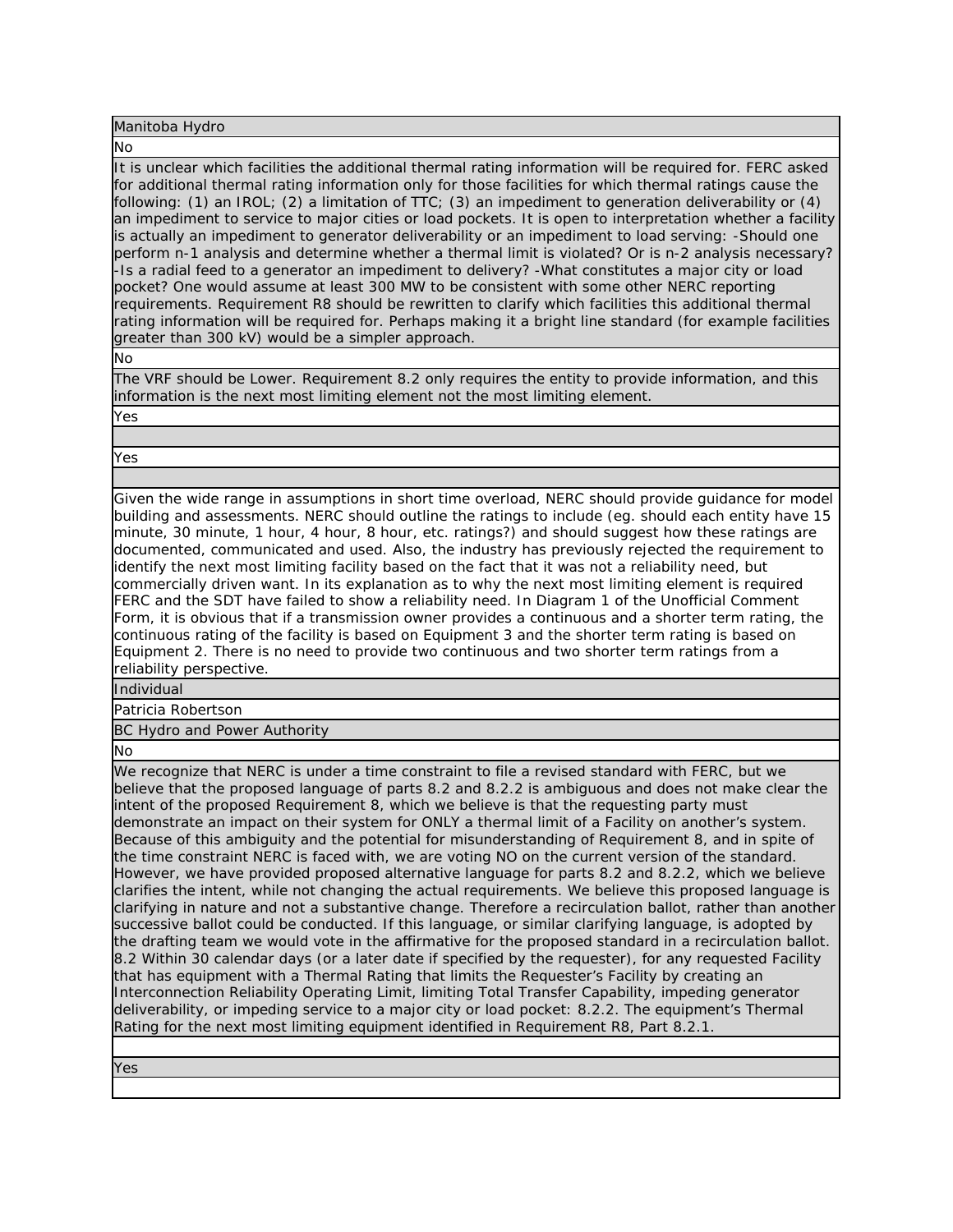Manitoba Hydro

No

It is unclear which facilities the additional thermal rating information will be required for. FERC asked for additional thermal rating information only for those facilities for which thermal ratings cause the following: (1) an IROL; (2) a limitation of TTC; (3) an impediment to generation deliverability or (4) an impediment to service to major cities or load pockets. It is open to interpretation whether a facility is actually an impediment to generator deliverability or an impediment to load serving: -Should one perform n-1 analysis and determine whether a thermal limit is violated? Or is n-2 analysis necessary? -Is a radial feed to a generator an impediment to delivery? -What constitutes a major city or load pocket? One would assume at least 300 MW to be consistent with some other NERC reporting requirements. Requirement R8 should be rewritten to clarify which facilities this additional thermal rating information will be required for. Perhaps making it a bright line standard (for example facilities greater than 300 kV) would be a simpler approach.

No

The VRF should be Lower. Requirement 8.2 only requires the entity to provide information, and this information is the next most limiting element not the most limiting element.

Yes

Yes

Given the wide range in assumptions in short time overload, NERC should provide guidance for model building and assessments. NERC should outline the ratings to include (eg. should each entity have 15 minute, 30 minute, 1 hour, 4 hour, 8 hour, etc. ratings?) and should suggest how these ratings are documented, communicated and used. Also, the industry has previously rejected the requirement to identify the next most limiting facility based on the fact that it was not a reliability need, but commercially driven want. In its explanation as to why the next most limiting element is required FERC and the SDT have failed to show a reliability need. In Diagram 1 of the Unofficial Comment Form, it is obvious that if a transmission owner provides a continuous and a shorter term rating, the continuous rating of the facility is based on Equipment 3 and the shorter term rating is based on Equipment 2. There is no need to provide two continuous and two shorter term ratings from a reliability perspective.

Individual

Patricia Robertson

BC Hydro and Power Authority

No

We recognize that NERC is under a time constraint to file a revised standard with FERC, but we believe that the proposed language of parts 8.2 and 8.2.2 is ambiguous and does not make clear the intent of the proposed Requirement 8, which we believe is that the requesting party must demonstrate an impact on their system for ONLY a thermal limit of a Facility on another's system. Because of this ambiguity and the potential for misunderstanding of Requirement 8, and in spite of the time constraint NERC is faced with, we are voting NO on the current version of the standard. However, we have provided proposed alternative language for parts 8.2 and 8.2.2, which we believe clarifies the intent, while not changing the actual requirements. We believe this proposed language is clarifying in nature and not a substantive change. Therefore a recirculation ballot, rather than another successive ballot could be conducted. If this language, or similar clarifying language, is adopted by the drafting team we would vote in the affirmative for the proposed standard in a recirculation ballot. 8.2 Within 30 calendar days (or a later date if specified by the requester), for any requested Facility that has equipment with a Thermal Rating that limits the Requester's Facility by creating an Interconnection Reliability Operating Limit, limiting Total Transfer Capability, impeding generator deliverability, or impeding service to a major city or load pocket: 8.2.2. The equipment's Thermal Rating for the next most limiting equipment identified in Requirement R8, Part 8.2.1.

Yes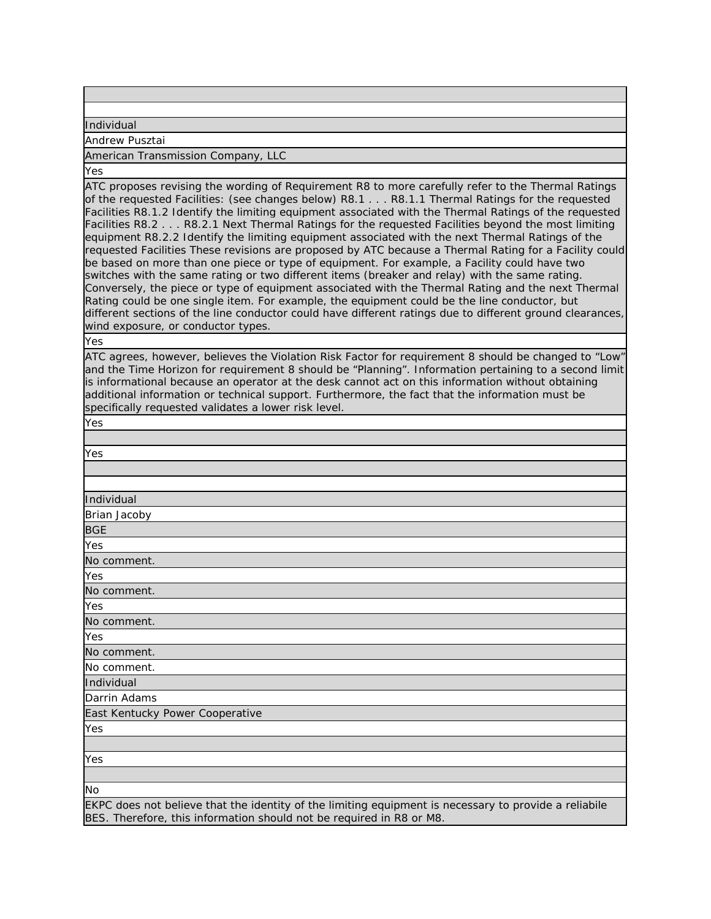| |
|---|
| |
| Individual |
| Andrew Pusztai |
| American Transmission Company, LLC |
| Yes |
| ATC proposes revising the wording of Requirement R8 to more carefully refer to the Thermal Ratings of the requested Facilities: (see changes below) R8.1 . . . R8.1.1 Thermal Ratings for the requested Facilities R8.1.2 Identify the limiting equipment associated with the Thermal Ratings of the requested Facilities R8.2 . . . R8.2.1 Next Thermal Ratings for the requested Facilities beyond the most limiting equipment R8.2.2 Identify the limiting equipment associated with the next Thermal Ratings of the requested Facilities These revisions are proposed by ATC because a Thermal Rating for a Facility could be based on more than one piece or type of equipment. For example, a Facility could have two switches with the same rating or two different items (breaker and relay) with the same rating. Conversely, the piece or type of equipment associated with the Thermal Rating and the next Thermal Rating could be one single item. For example, the equipment could be the line conductor, but different sections of the line conductor could have different ratings due to different ground clearances, wind exposure, or conductor types. |
| Yes |
| ATC agrees, however, believes the Violation Risk Factor for requirement 8 should be changed to "Low" and the Time Horizon for requirement 8 should be "Planning". Information pertaining to a second limit is informational because an operator at the desk cannot act on this information without obtaining additional information or technical support. Furthermore, the fact that the information must be specifically requested validates a lower risk level. |
| Yes |
| |
| Yes |
| |
| |
| Individual |
| Brian Jacoby |
| BGE |
| Yes |
| No comment. |
| Yes |
| No comment. |
| Yes |
| No comment. |
| Yes |
| No comment. |
| No comment. |
| Individual |
| Darrin Adams |
| East Kentucky Power Cooperative |
| Yes |
| |
| Yes |
| |
| No |
| EKPC does not believe that the identity of the limiting equipment is necessary to provide a reliabile BES. Therefore, this information should not be required in R8 or M8. |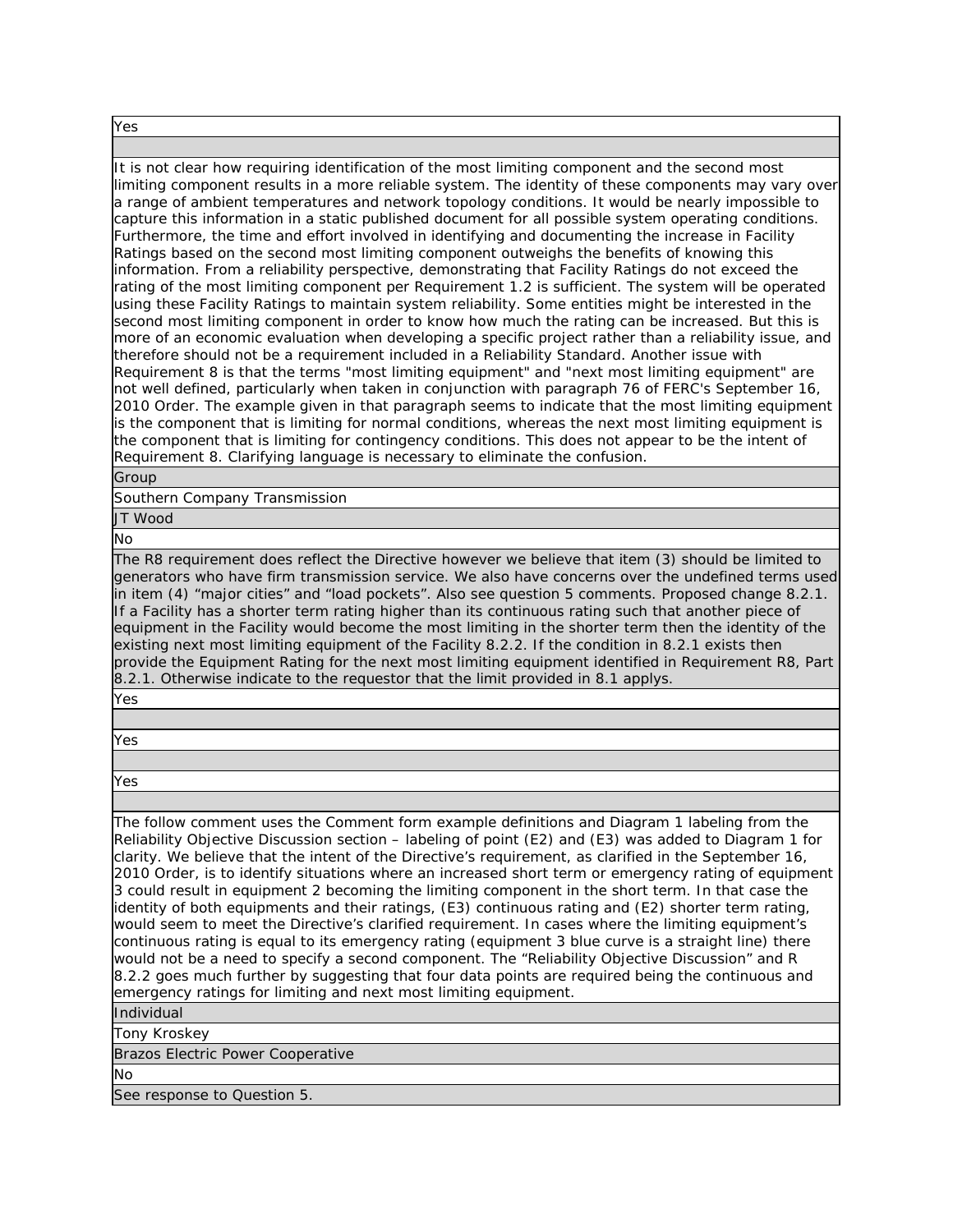Yes

It is not clear how requiring identification of the most limiting component and the second most limiting component results in a more reliable system. The identity of these components may vary over a range of ambient temperatures and network topology conditions. It would be nearly impossible to capture this information in a static published document for all possible system operating conditions. Furthermore, the time and effort involved in identifying and documenting the increase in Facility Ratings based on the second most limiting component outweighs the benefits of knowing this information. From a reliability perspective, demonstrating that Facility Ratings do not exceed the rating of the most limiting component per Requirement 1.2 is sufficient. The system will be operated using these Facility Ratings to maintain system reliability. Some entities might be interested in the second most limiting component in order to know how much the rating can be increased. But this is more of an economic evaluation when developing a specific project rather than a reliability issue, and therefore should not be a requirement included in a Reliability Standard. Another issue with Requirement 8 is that the terms "most limiting equipment" and "next most limiting equipment" are not well defined, particularly when taken in conjunction with paragraph 76 of FERC's September 16, 2010 Order. The example given in that paragraph seems to indicate that the most limiting equipment is the component that is limiting for normal conditions, whereas the next most limiting equipment is the component that is limiting for contingency conditions. This does not appear to be the intent of Requirement 8. Clarifying language is necessary to eliminate the confusion.

Group

Southern Company Transmission

JT Wood

No

The R8 requirement does reflect the Directive however we believe that item (3) should be limited to generators who have firm transmission service. We also have concerns over the undefined terms used in item (4) “major cities” and “load pockets”. Also see question 5 comments. Proposed change 8.2.1. If a Facility has a shorter term rating higher than its continuous rating such that another piece of equipment in the Facility would become the most limiting in the shorter term then the identity of the existing next most limiting equipment of the Facility 8.2.2. If the condition in 8.2.1 exists then provide the Equipment Rating for the next most limiting equipment identified in Requirement R8, Part 8.2.1. Otherwise indicate to the requestor that the limit provided in 8.1 applys.

Yes

Yes

Yes

The follow comment uses the Comment form example definitions and Diagram 1 labeling from the Reliability Objective Discussion section – labeling of point (E2) and (E3) was added to Diagram 1 for clarity. We believe that the intent of the Directive’s requirement, as clarified in the September 16, 2010 Order, is to identify situations where an increased short term or emergency rating of equipment 3 could result in equipment 2 becoming the limiting component in the short term. In that case the identity of both equipments and their ratings, (E3) continuous rating and (E2) shorter term rating, would seem to meet the Directive’s clarified requirement. In cases where the limiting equipment’s continuous rating is equal to its emergency rating (equipment 3 blue curve is a straight line) there would not be a need to specify a second component. The “Reliability Objective Discussion” and R 8.2.2 goes much further by suggesting that four data points are required being the continuous and emergency ratings for limiting and next most limiting equipment.

Individual

Tony Kroskey

Brazos Electric Power Cooperative

No

See response to Question 5.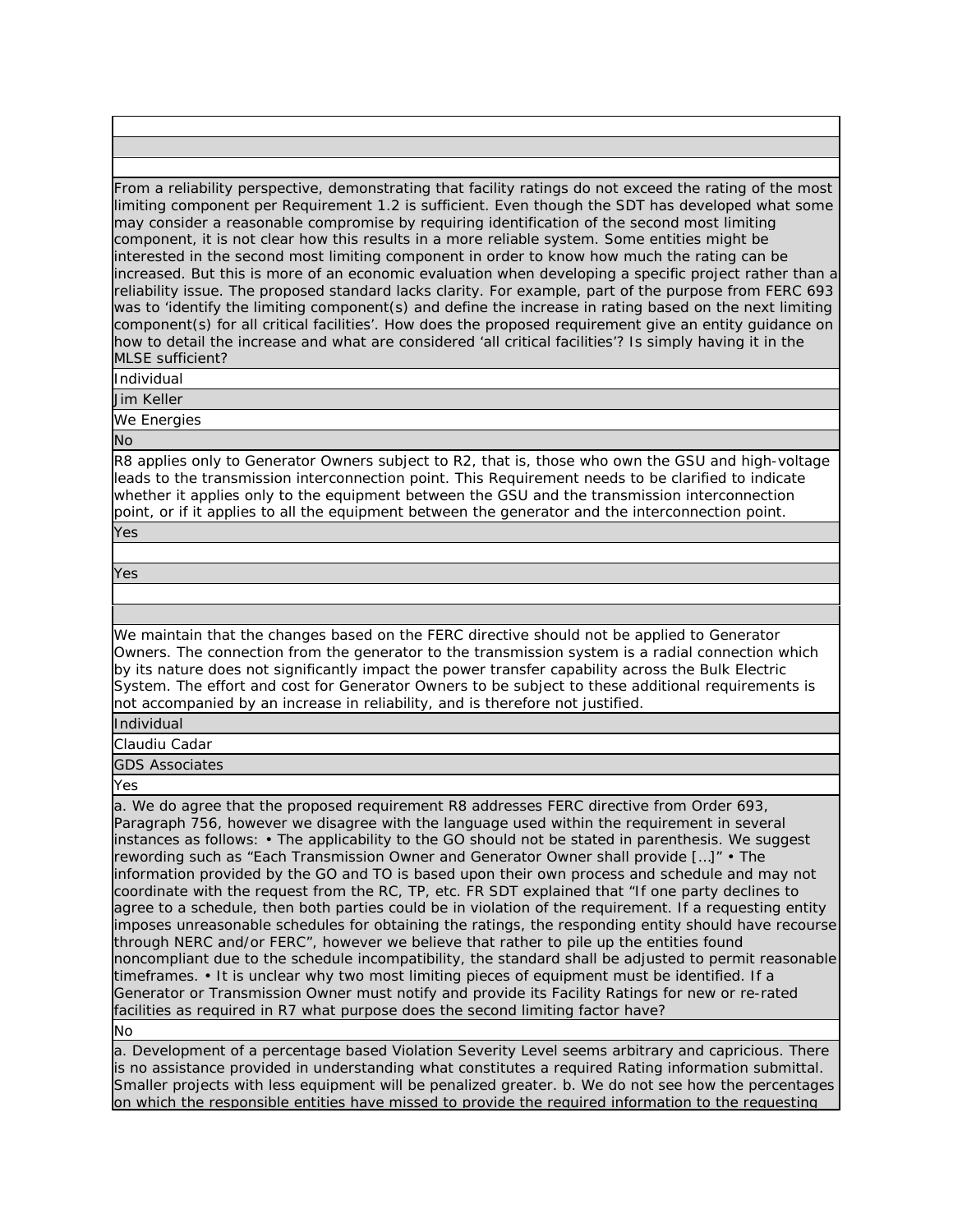From a reliability perspective, demonstrating that facility ratings do not exceed the rating of the most limiting component per Requirement 1.2 is sufficient. Even though the SDT has developed what some may consider a reasonable compromise by requiring identification of the second most limiting component, it is not clear how this results in a more reliable system. Some entities might be interested in the second most limiting component in order to know how much the rating can be increased. But this is more of an economic evaluation when developing a specific project rather than a reliability issue. The proposed standard lacks clarity. For example, part of the purpose from FERC 693 was to 'identify the limiting component(s) and define the increase in rating based on the next limiting component(s) for all critical facilities'. How does the proposed requirement give an entity guidance on how to detail the increase and what are considered 'all critical facilities'? Is simply having it in the MLSE sufficient?

Individual

Jim Keller

We Energies

No

R8 applies only to Generator Owners subject to R2, that is, those who own the GSU and high-voltage leads to the transmission interconnection point. This Requirement needs to be clarified to indicate whether it applies only to the equipment between the GSU and the transmission interconnection point, or if it applies to all the equipment between the generator and the interconnection point.

Yes

Yes

We maintain that the changes based on the FERC directive should not be applied to Generator Owners. The connection from the generator to the transmission system is a radial connection which by its nature does not significantly impact the power transfer capability across the Bulk Electric System. The effort and cost for Generator Owners to be subject to these additional requirements is not accompanied by an increase in reliability, and is therefore not justified.

Individual

Claudiu Cadar

GDS Associates

Yes

a. We do agree that the proposed requirement R8 addresses FERC directive from Order 693, Paragraph 756, however we disagree with the language used within the requirement in several instances as follows: • The applicability to the GO should not be stated in parenthesis. We suggest rewording such as "Each Transmission Owner and Generator Owner shall provide […]" • The information provided by the GO and TO is based upon their own process and schedule and may not coordinate with the request from the RC, TP, etc. FR SDT explained that "If one party declines to agree to a schedule, then both parties could be in violation of the requirement. If a requesting entity imposes unreasonable schedules for obtaining the ratings, the responding entity should have recourse through NERC and/or FERC", however we believe that rather to pile up the entities found noncompliant due to the schedule incompatibility, the standard shall be adjusted to permit reasonable timeframes. • It is unclear why two most limiting pieces of equipment must be identified. If a Generator or Transmission Owner must notify and provide its Facility Ratings for new or re-rated facilities as required in R7 what purpose does the second limiting factor have?

No

a. Development of a percentage based Violation Severity Level seems arbitrary and capricious. There is no assistance provided in understanding what constitutes a required Rating information submittal. Smaller projects with less equipment will be penalized greater. b. We do not see how the percentages on which the responsible entities have missed to provide the required information to the requesting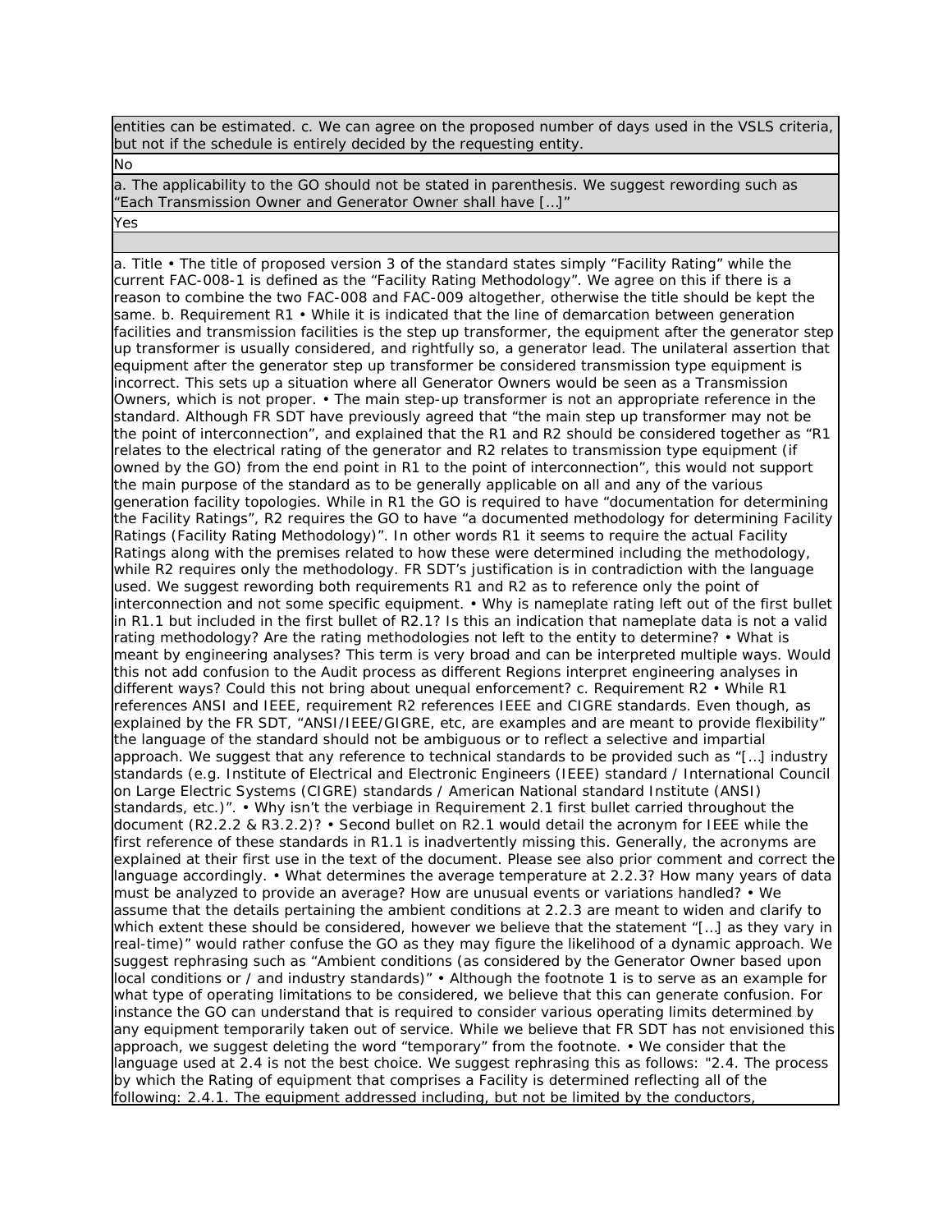| |
|---|
| entities can be estimated. c. We can agree on the proposed number of days used in the VSLS criteria, but not if the schedule is entirely decided by the requesting entity. |
| No |
| a. The applicability to the GO should not be stated in parenthesis. We suggest rewording such as "Each Transmission Owner and Generator Owner shall have […]" |
| Yes |
| |
| a. Title • The title of proposed version 3 of the standard states simply "Facility Rating" while the current FAC-008-1 is defined as the "Facility Rating Methodology". We agree on this if there is a reason to combine the two FAC-008 and FAC-009 altogether, otherwise the title should be kept the same. b. Requirement R1 • While it is indicated that the line of demarcation between generation facilities and transmission facilities is the step up transformer, the equipment after the generator step up transformer is usually considered, and rightfully so, a generator lead. The unilateral assertion that equipment after the generator step up transformer be considered transmission type equipment is incorrect. This sets up a situation where all Generator Owners would be seen as a Transmission Owners, which is not proper. • The main step-up transformer is not an appropriate reference in the standard. Although FR SDT have previously agreed that "the main step up transformer may not be the point of interconnection", and explained that the R1 and R2 should be considered together as "R1 relates to the electrical rating of the generator and R2 relates to transmission type equipment (if owned by the GO) from the end point in R1 to the point of interconnection", this would not support the main purpose of the standard as to be generally applicable on all and any of the various generation facility topologies. While in R1 the GO is required to have "documentation for determining the Facility Ratings", R2 requires the GO to have "a documented methodology for determining Facility Ratings (Facility Rating Methodology)". In other words R1 it seems to require the actual Facility Ratings along with the premises related to how these were determined including the methodology, while R2 requires only the methodology. FR SDT's justification is in contradiction with the language used. We suggest rewording both requirements R1 and R2 as to reference only the point of interconnection and not some specific equipment. • Why is nameplate rating left out of the first bullet in R1.1 but included in the first bullet of R2.1? Is this an indication that nameplate data is not a valid rating methodology? Are the rating methodologies not left to the entity to determine? • What is meant by engineering analyses? This term is very broad and can be interpreted multiple ways. Would this not add confusion to the Audit process as different Regions interpret engineering analyses in different ways? Could this not bring about unequal enforcement? c. Requirement R2 • While R1 references ANSI and IEEE, requirement R2 references IEEE and CIGRE standards. Even though, as explained by the FR SDT, "ANSI/IEEE/GIGRE, etc, are examples and are meant to provide flexibility" the language of the standard should not be ambiguous or to reflect a selective and impartial approach. We suggest that any reference to technical standards to be provided such as "[…] industry standards (e.g. Institute of Electrical and Electronic Engineers (IEEE) standard / International Council on Large Electric Systems (CIGRE) standards / American National standard Institute (ANSI) standards, etc.)". • Why isn't the verbiage in Requirement 2.1 first bullet carried throughout the document (R2.2.2 & R3.2.2)? • Second bullet on R2.1 would detail the acronym for IEEE while the first reference of these standards in R1.1 is inadvertently missing this. Generally, the acronyms are explained at their first use in the text of the document. Please see also prior comment and correct the language accordingly. • What determines the average temperature at 2.2.3? How many years of data must be analyzed to provide an average? How are unusual events or variations handled? • We assume that the details pertaining the ambient conditions at 2.2.3 are meant to widen and clarify to which extent these should be considered, however we believe that the statement "[…] as they vary in real-time)" would rather confuse the GO as they may figure the likelihood of a dynamic approach. We suggest rephrasing such as "Ambient conditions (as considered by the Generator Owner based upon local conditions or / and industry standards)" • Although the footnote 1 is to serve as an example for what type of operating limitations to be considered, we believe that this can generate confusion. For instance the GO can understand that is required to consider various operating limits determined by any equipment temporarily taken out of service. While we believe that FR SDT has not envisioned this approach, we suggest deleting the word "temporary" from the footnote. • We consider that the language used at 2.4 is not the best choice. We suggest rephrasing this as follows: "2.4. The process by which the Rating of equipment that comprises a Facility is determined reflecting all of the following: 2.4.1. The equipment addressed including, but not be limited by the conductors, |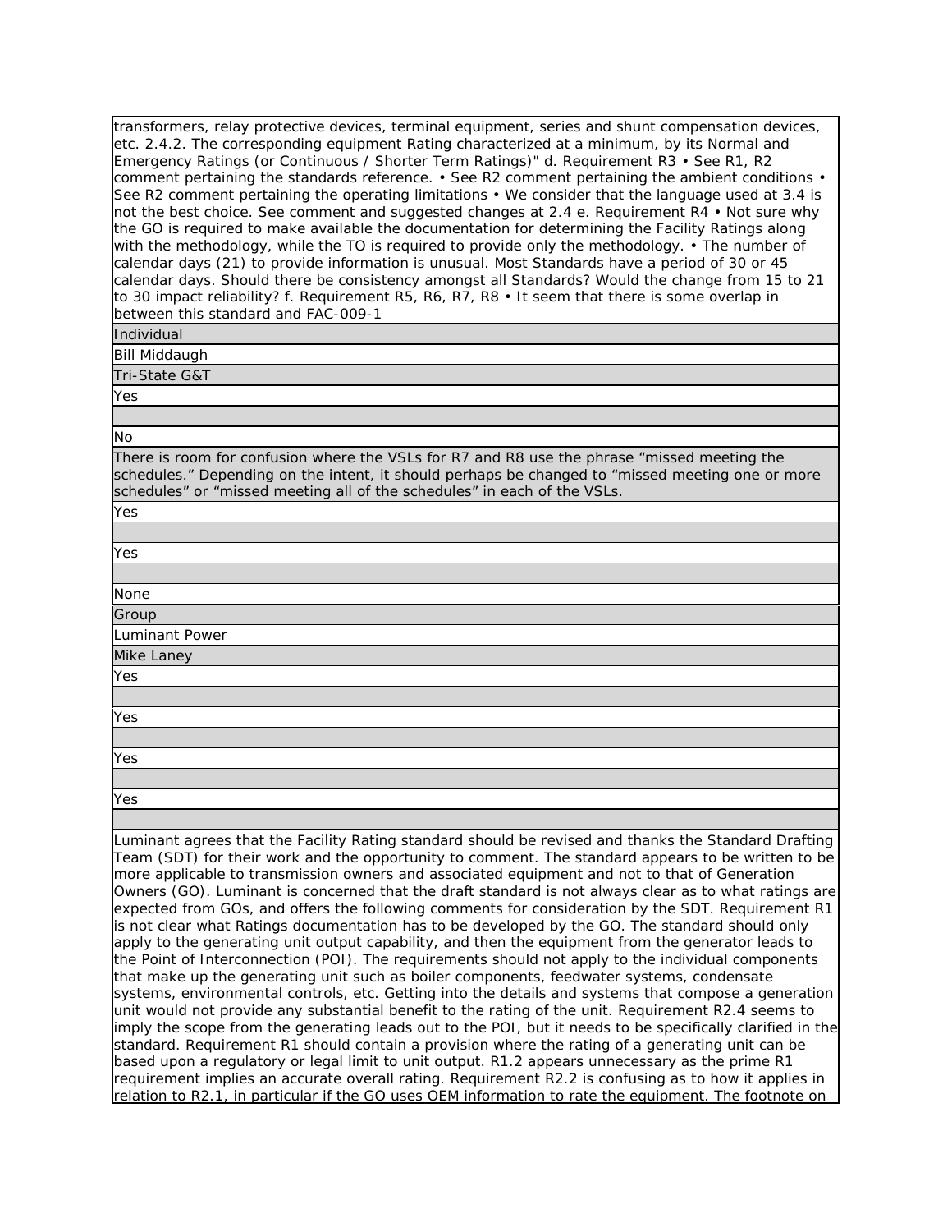transformers, relay protective devices, terminal equipment, series and shunt compensation devices, etc. 2.4.2. The corresponding equipment Rating characterized at a minimum, by its Normal and Emergency Ratings (or Continuous / Shorter Term Ratings)" d. Requirement R3 • See R1, R2 comment pertaining the standards reference. • See R2 comment pertaining the ambient conditions • See R2 comment pertaining the operating limitations • We consider that the language used at 3.4 is not the best choice. See comment and suggested changes at 2.4 e. Requirement R4 • Not sure why the GO is required to make available the documentation for determining the Facility Ratings along with the methodology, while the TO is required to provide only the methodology. • The number of calendar days (21) to provide information is unusual. Most Standards have a period of 30 or 45 calendar days. Should there be consistency amongst all Standards? Would the change from 15 to 21 to 30 impact reliability? f. Requirement R5, R6, R7, R8 • It seem that there is some overlap in between this standard and FAC-009-1

Individual

Bill Middaugh

Tri-State G&T

Yes

No

There is room for confusion where the VSLs for R7 and R8 use the phrase "missed meeting the schedules." Depending on the intent, it should perhaps be changed to "missed meeting one or more schedules" or "missed meeting all of the schedules" in each of the VSLs.

Yes

Yes

None

Group

Luminant Power

Mike Laney

Yes

Yes

Yes

Yes

Luminant agrees that the Facility Rating standard should be revised and thanks the Standard Drafting Team (SDT) for their work and the opportunity to comment. The standard appears to be written to be more applicable to transmission owners and associated equipment and not to that of Generation Owners (GO). Luminant is concerned that the draft standard is not always clear as to what ratings are expected from GOs, and offers the following comments for consideration by the SDT. Requirement R1 is not clear what Ratings documentation has to be developed by the GO. The standard should only apply to the generating unit output capability, and then the equipment from the generator leads to the Point of Interconnection (POI). The requirements should not apply to the individual components that make up the generating unit such as boiler components, feedwater systems, condensate systems, environmental controls, etc. Getting into the details and systems that compose a generation unit would not provide any substantial benefit to the rating of the unit. Requirement R2.4 seems to imply the scope from the generating leads out to the POI, but it needs to be specifically clarified in the standard. Requirement R1 should contain a provision where the rating of a generating unit can be based upon a regulatory or legal limit to unit output. R1.2 appears unnecessary as the prime R1 requirement implies an accurate overall rating. Requirement R2.2 is confusing as to how it applies in relation to R2.1, in particular if the GO uses OEM information to rate the equipment. The footnote on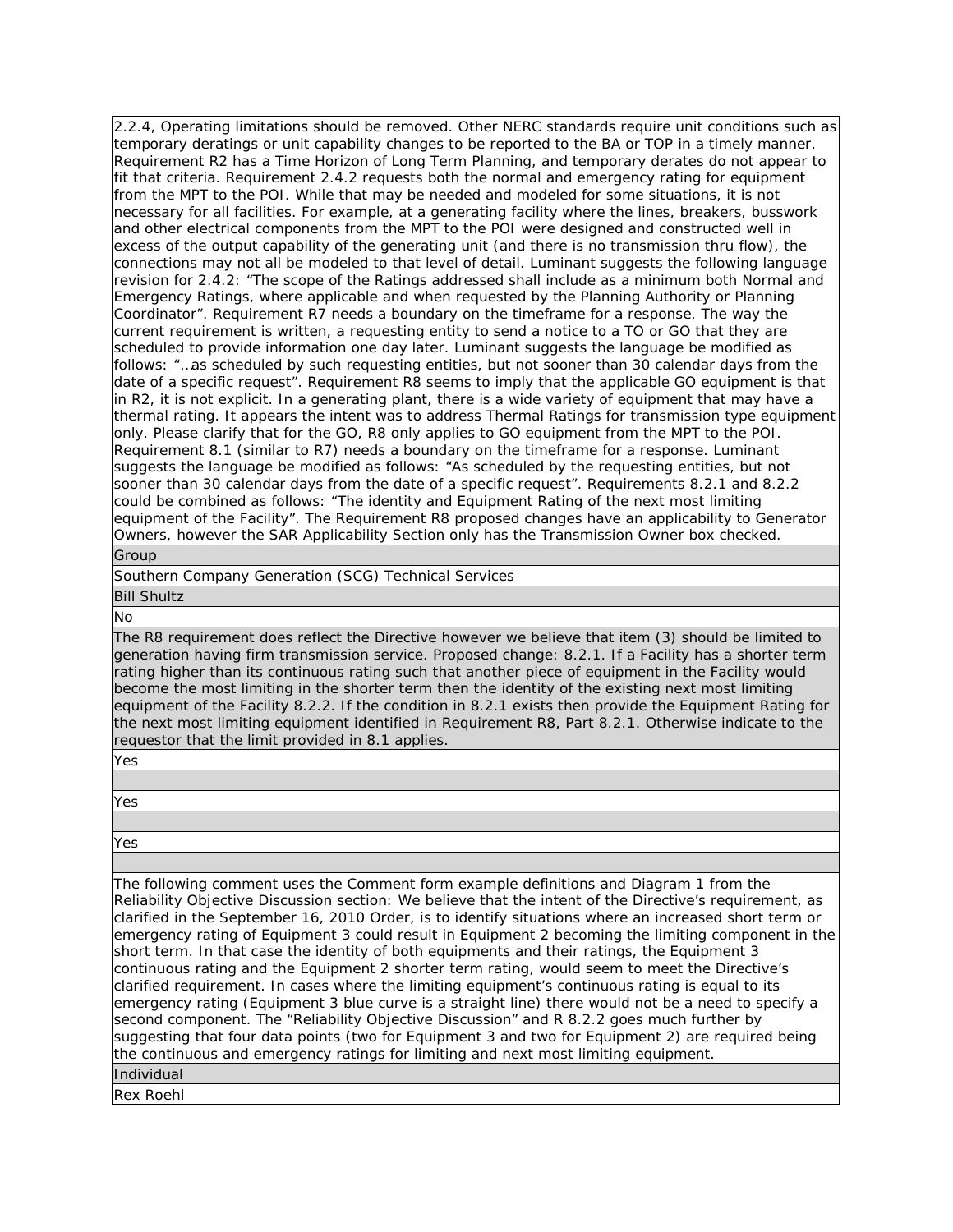2.2.4, Operating limitations should be removed. Other NERC standards require unit conditions such as temporary deratings or unit capability changes to be reported to the BA or TOP in a timely manner. Requirement R2 has a Time Horizon of Long Term Planning, and temporary derates do not appear to fit that criteria. Requirement 2.4.2 requests both the normal and emergency rating for equipment from the MPT to the POI. While that may be needed and modeled for some situations, it is not necessary for all facilities. For example, at a generating facility where the lines, breakers, busswork and other electrical components from the MPT to the POI were designed and constructed well in excess of the output capability of the generating unit (and there is no transmission thru flow), the connections may not all be modeled to that level of detail. Luminant suggests the following language revision for 2.4.2: "The scope of the Ratings addressed shall include as a minimum both Normal and Emergency Ratings, where applicable and when requested by the Planning Authority or Planning Coordinator". Requirement R7 needs a boundary on the timeframe for a response. The way the current requirement is written, a requesting entity to send a notice to a TO or GO that they are scheduled to provide information one day later. Luminant suggests the language be modified as follows: "…as scheduled by such requesting entities, but not sooner than 30 calendar days from the date of a specific request". Requirement R8 seems to imply that the applicable GO equipment is that in R2, it is not explicit. In a generating plant, there is a wide variety of equipment that may have a thermal rating. It appears the intent was to address Thermal Ratings for transmission type equipment only. Please clarify that for the GO, R8 only applies to GO equipment from the MPT to the POI. Requirement 8.1 (similar to R7) needs a boundary on the timeframe for a response. Luminant suggests the language be modified as follows: "As scheduled by the requesting entities, but not sooner than 30 calendar days from the date of a specific request". Requirements 8.2.1 and 8.2.2 could be combined as follows: "The identity and Equipment Rating of the next most limiting equipment of the Facility". The Requirement R8 proposed changes have an applicability to Generator Owners, however the SAR Applicability Section only has the Transmission Owner box checked.

Group

Southern Company Generation (SCG) Technical Services

Bill Shultz

No

The R8 requirement does reflect the Directive however we believe that item (3) should be limited to generation having firm transmission service. Proposed change: 8.2.1. If a Facility has a shorter term rating higher than its continuous rating such that another piece of equipment in the Facility would become the most limiting in the shorter term then the identity of the existing next most limiting equipment of the Facility 8.2.2. If the condition in 8.2.1 exists then provide the Equipment Rating for the next most limiting equipment identified in Requirement R8, Part 8.2.1. Otherwise indicate to the requestor that the limit provided in 8.1 applies.

Yes

Yes

Yes

The following comment uses the Comment form example definitions and Diagram 1 from the Reliability Objective Discussion section: We believe that the intent of the Directive's requirement, as clarified in the September 16, 2010 Order, is to identify situations where an increased short term or emergency rating of Equipment 3 could result in Equipment 2 becoming the limiting component in the short term. In that case the identity of both equipments and their ratings, the Equipment 3 continuous rating and the Equipment 2 shorter term rating, would seem to meet the Directive's clarified requirement. In cases where the limiting equipment's continuous rating is equal to its emergency rating (Equipment 3 blue curve is a straight line) there would not be a need to specify a second component. The "Reliability Objective Discussion" and R 8.2.2 goes much further by suggesting that four data points (two for Equipment 3 and two for Equipment 2) are required being the continuous and emergency ratings for limiting and next most limiting equipment.

Individual

Rex Roehl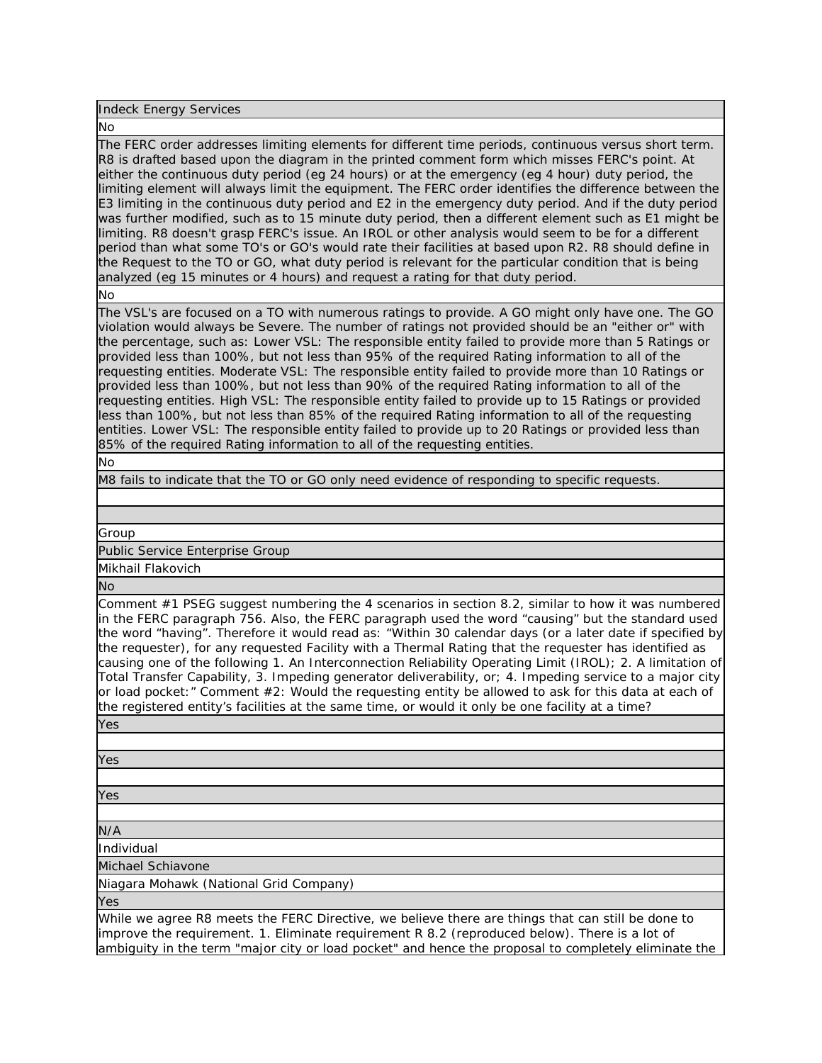Indeck Energy Services

No

The FERC order addresses limiting elements for different time periods, continuous versus short term. R8 is drafted based upon the diagram in the printed comment form which misses FERC's point. At either the continuous duty period (eg 24 hours) or at the emergency (eg 4 hour) duty period, the limiting element will always limit the equipment. The FERC order identifies the difference between the E3 limiting in the continuous duty period and E2 in the emergency duty period. And if the duty period was further modified, such as to 15 minute duty period, then a different element such as E1 might be limiting. R8 doesn't grasp FERC's issue. An IROL or other analysis would seem to be for a different period than what some TO's or GO's would rate their facilities at based upon R2. R8 should define in the Request to the TO or GO, what duty period is relevant for the particular condition that is being analyzed (eg 15 minutes or 4 hours) and request a rating for that duty period.

No

The VSL's are focused on a TO with numerous ratings to provide. A GO might only have one. The GO violation would always be Severe. The number of ratings not provided should be an "either or" with the percentage, such as: Lower VSL: The responsible entity failed to provide more than 5 Ratings or provided less than 100%, but not less than 95% of the required Rating information to all of the requesting entities. Moderate VSL: The responsible entity failed to provide more than 10 Ratings or provided less than 100%, but not less than 90% of the required Rating information to all of the requesting entities. High VSL: The responsible entity failed to provide up to 15 Ratings or provided less than 100%, but not less than 85% of the required Rating information to all of the requesting entities. Lower VSL: The responsible entity failed to provide up to 20 Ratings or provided less than 85% of the required Rating information to all of the requesting entities.

No

M8 fails to indicate that the TO or GO only need evidence of responding to specific requests.

Group

Public Service Enterprise Group

Mikhail Flakovich

No

Comment #1 PSEG suggest numbering the 4 scenarios in section 8.2, similar to how it was numbered in the FERC paragraph 756. Also, the FERC paragraph used the word “causing” but the standard used the word “having”. Therefore it would read as: “Within 30 calendar days (or a later date if specified by the requester), for any requested Facility with a Thermal Rating that the requester has identified as causing one of the following 1. An Interconnection Reliability Operating Limit (IROL); 2. A limitation of Total Transfer Capability, 3. Impeding generator deliverability, or; 4. Impeding service to a major city or load pocket:” Comment #2: Would the requesting entity be allowed to ask for this data at each of the registered entity’s facilities at the same time, or would it only be one facility at a time?

Yes

Yes

Yes

N/A

Individual

Michael Schiavone

Niagara Mohawk (National Grid Company)

Yes

While we agree R8 meets the FERC Directive, we believe there are things that can still be done to improve the requirement. 1. Eliminate requirement R 8.2 (reproduced below). There is a lot of ambiguity in the term "major city or load pocket" and hence the proposal to completely eliminate the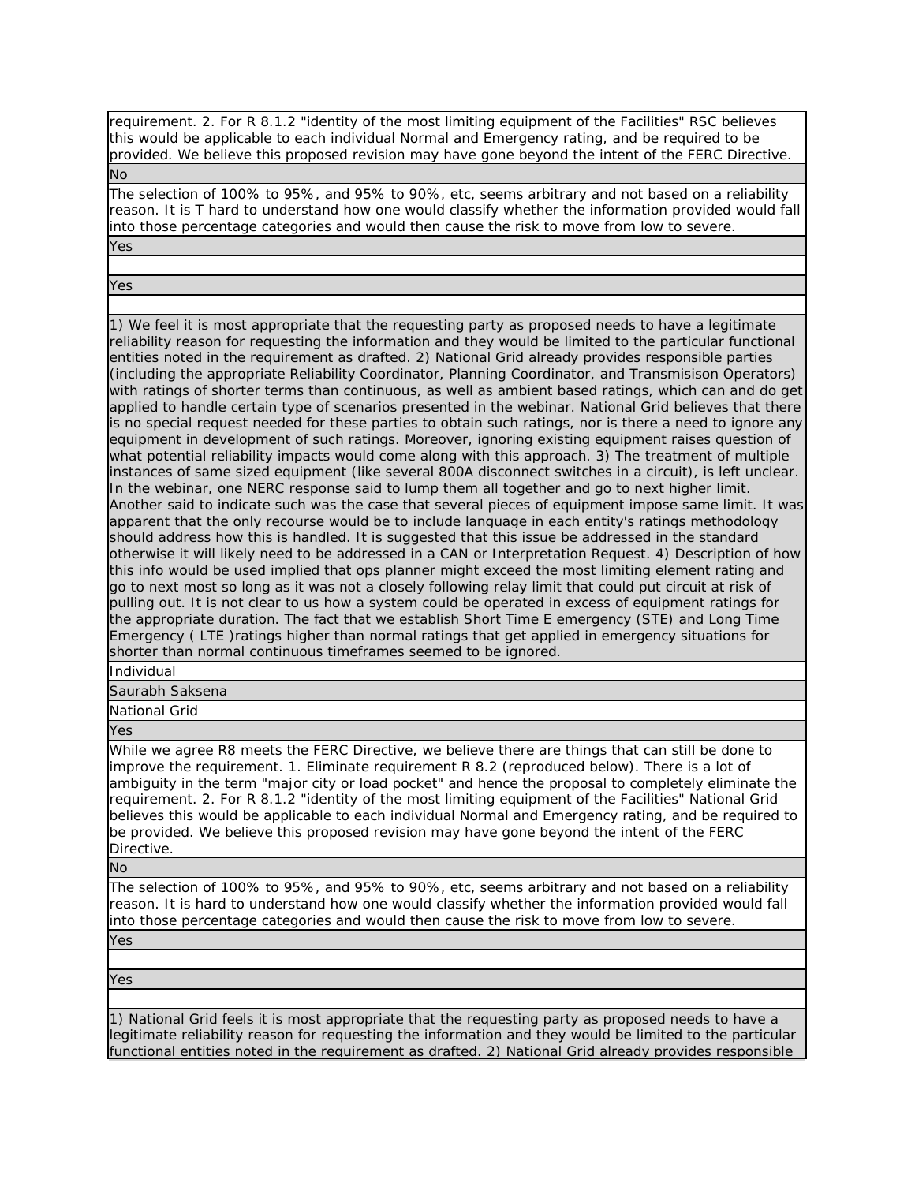requirement. 2. For R 8.1.2 "identity of the most limiting equipment of the Facilities" RSC believes this would be applicable to each individual Normal and Emergency rating, and be required to be provided. We believe this proposed revision may have gone beyond the intent of the FERC Directive.

No

The selection of 100% to 95%, and 95% to 90%, etc, seems arbitrary and not based on a reliability reason. It is T hard to understand how one would classify whether the information provided would fall into those percentage categories and would then cause the risk to move from low to severe.

Yes

Yes

1) We feel it is most appropriate that the requesting party as proposed needs to have a legitimate reliability reason for requesting the information and they would be limited to the particular functional entities noted in the requirement as drafted. 2) National Grid already provides responsible parties (including the appropriate Reliability Coordinator, Planning Coordinator, and Transmisison Operators) with ratings of shorter terms than continuous, as well as ambient based ratings, which can and do get applied to handle certain type of scenarios presented in the webinar. National Grid believes that there is no special request needed for these parties to obtain such ratings, nor is there a need to ignore any equipment in development of such ratings. Moreover, ignoring existing equipment raises question of what potential reliability impacts would come along with this approach. 3) The treatment of multiple instances of same sized equipment (like several 800A disconnect switches in a circuit), is left unclear. In the webinar, one NERC response said to lump them all together and go to next higher limit. Another said to indicate such was the case that several pieces of equipment impose same limit. It was apparent that the only recourse would be to include language in each entity's ratings methodology should address how this is handled. It is suggested that this issue be addressed in the standard otherwise it will likely need to be addressed in a CAN or Interpretation Request. 4) Description of how this info would be used implied that ops planner might exceed the most limiting element rating and go to next most so long as it was not a closely following relay limit that could put circuit at risk of pulling out. It is not clear to us how a system could be operated in excess of equipment ratings for the appropriate duration. The fact that we establish Short Time E emergency (STE) and Long Time Emergency ( LTE )ratings higher than normal ratings that get applied in emergency situations for shorter than normal continuous timeframes seemed to be ignored.

Individual

Saurabh Saksena

National Grid

Yes

While we agree R8 meets the FERC Directive, we believe there are things that can still be done to improve the requirement. 1. Eliminate requirement R 8.2 (reproduced below). There is a lot of ambiguity in the term "major city or load pocket" and hence the proposal to completely eliminate the requirement. 2. For R 8.1.2 "identity of the most limiting equipment of the Facilities" National Grid believes this would be applicable to each individual Normal and Emergency rating, and be required to be provided. We believe this proposed revision may have gone beyond the intent of the FERC Directive.

No

The selection of 100% to 95%, and 95% to 90%, etc, seems arbitrary and not based on a reliability reason. It is hard to understand how one would classify whether the information provided would fall into those percentage categories and would then cause the risk to move from low to severe.

Yes

Yes

1) National Grid feels it is most appropriate that the requesting party as proposed needs to have a legitimate reliability reason for requesting the information and they would be limited to the particular functional entities noted in the requirement as drafted. 2) National Grid already provides responsible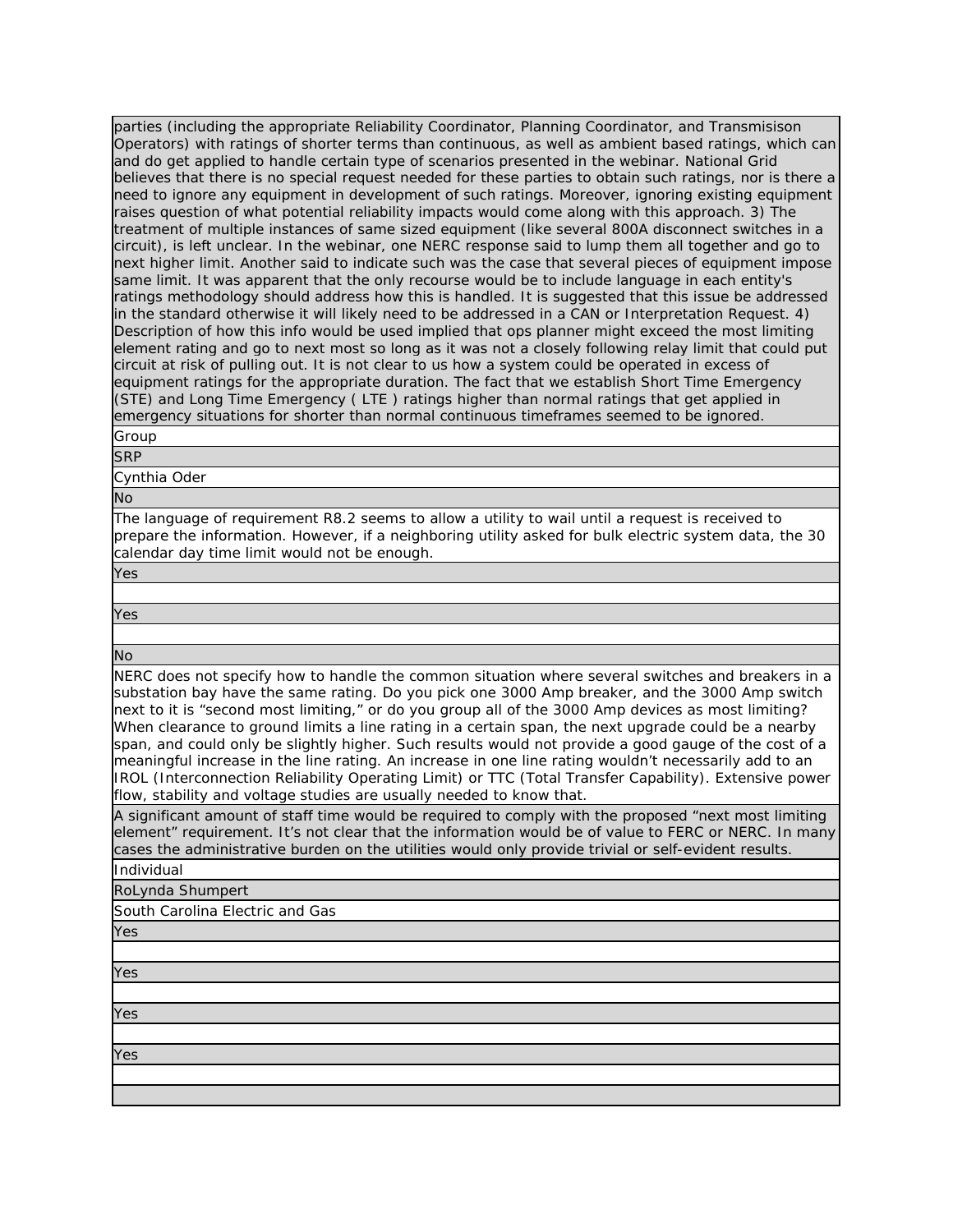| parties (including the appropriate Reliability Coordinator, Planning Coordinator, and Transmisison Operators) with ratings of shorter terms than continuous, as well as ambient based ratings, which can and do get applied to handle certain type of scenarios presented in the webinar. National Grid believes that there is no special request needed for these parties to obtain such ratings, nor is there a need to ignore any equipment in development of such ratings. Moreover, ignoring existing equipment raises question of what potential reliability impacts would come along with this approach. 3) The treatment of multiple instances of same sized equipment (like several 800A disconnect switches in a circuit), is left unclear. In the webinar, one NERC response said to lump them all together and go to next higher limit. Another said to indicate such was the case that several pieces of equipment impose same limit. It was apparent that the only recourse would be to include language in each entity's ratings methodology should address how this is handled. It is suggested that this issue be addressed in the standard otherwise it will likely need to be addressed in a CAN or Interpretation Request. 4) Description of how this info would be used implied that ops planner might exceed the most limiting element rating and go to next most so long as it was not a closely following relay limit that could put circuit at risk of pulling out. It is not clear to us how a system could be operated in excess of equipment ratings for the appropriate duration. The fact that we establish Short Time Emergency (STE) and Long Time Emergency ( LTE ) ratings higher than normal ratings that get applied in emergency situations for shorter than normal continuous timeframes seemed to be ignored. |
|---|
| Group |
| SRP |
| Cynthia Oder |
| No |
| The language of requirement R8.2 seems to allow a utility to wail until a request is received to prepare the information. However, if a neighboring utility asked for bulk electric system data, the 30 calendar day time limit would not be enough. |
| Yes |
| |
| Yes |
| |
| No |
| NERC does not specify how to handle the common situation where several switches and breakers in a substation bay have the same rating. Do you pick one 3000 Amp breaker, and the 3000 Amp switch next to it is "second most limiting," or do you group all of the 3000 Amp devices as most limiting? When clearance to ground limits a line rating in a certain span, the next upgrade could be a nearby span, and could only be slightly higher. Such results would not provide a good gauge of the cost of a meaningful increase in the line rating. An increase in one line rating wouldn't necessarily add to an IROL (Interconnection Reliability Operating Limit) or TTC (Total Transfer Capability). Extensive power flow, stability and voltage studies are usually needed to know that. |
| A significant amount of staff time would be required to comply with the proposed "next most limiting element" requirement. It's not clear that the information would be of value to FERC or NERC. In many cases the administrative burden on the utilities would only provide trivial or self-evident results. |
| Individual |
| RoLynda Shumpert |
| South Carolina Electric and Gas |
| Yes |
| |
| Yes |
| |
| Yes |
| |
| Yes |
| |
| |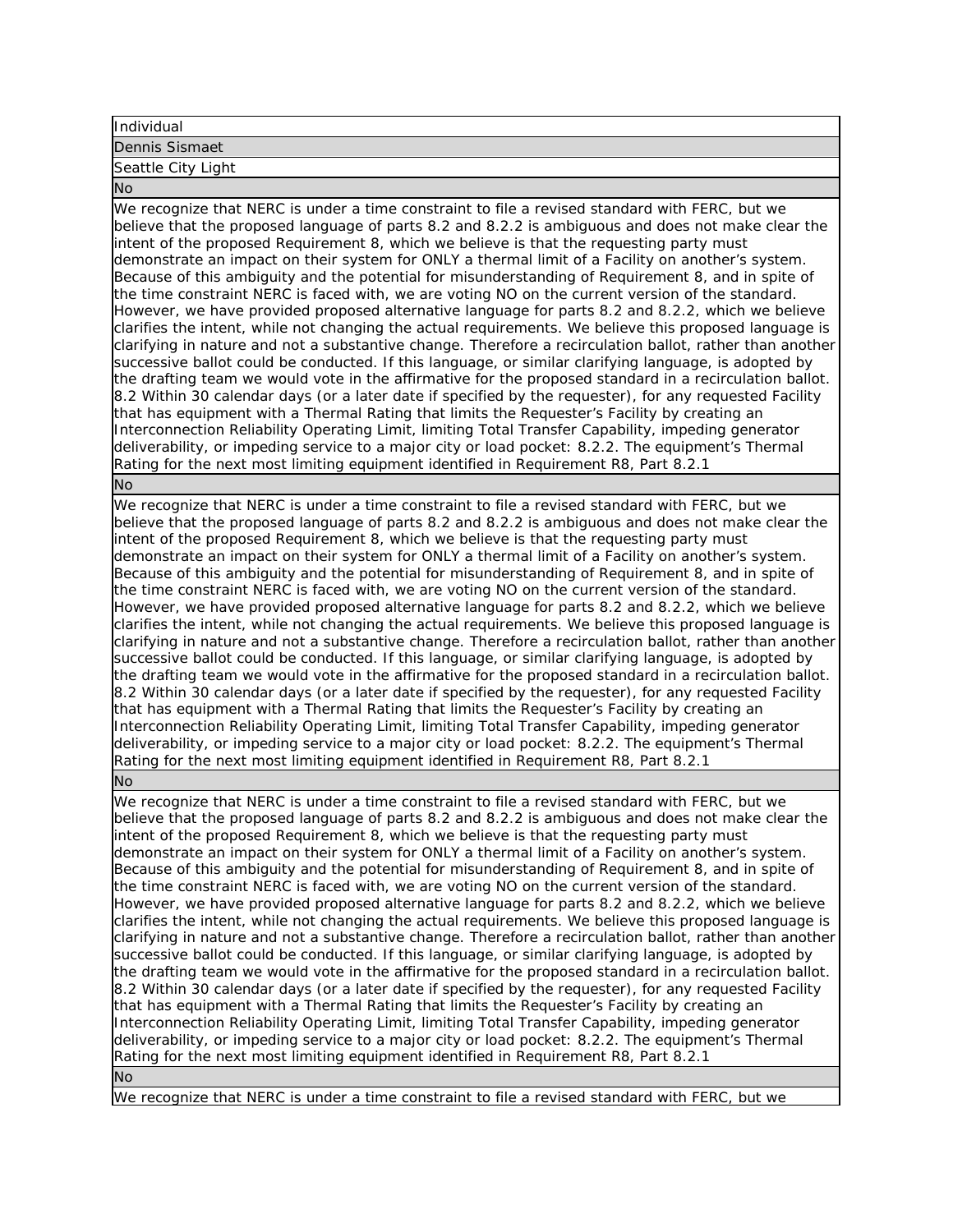| Individual |
|---|
| Dennis Sismaet |
| Seattle City Light |
| No |
| We recognize that NERC is under a time constraint to file a revised standard with FERC, but we believe that the proposed language of parts 8.2 and 8.2.2 is ambiguous and does not make clear the intent of the proposed Requirement 8, which we believe is that the requesting party must demonstrate an impact on their system for ONLY a thermal limit of a Facility on another's system. Because of this ambiguity and the potential for misunderstanding of Requirement 8, and in spite of the time constraint NERC is faced with, we are voting NO on the current version of the standard. However, we have provided proposed alternative language for parts 8.2 and 8.2.2, which we believe clarifies the intent, while not changing the actual requirements. We believe this proposed language is clarifying in nature and not a substantive change. Therefore a recirculation ballot, rather than another successive ballot could be conducted. If this language, or similar clarifying language, is adopted by the drafting team we would vote in the affirmative for the proposed standard in a recirculation ballot. 8.2 Within 30 calendar days (or a later date if specified by the requester), for any requested Facility that has equipment with a Thermal Rating that limits the Requester's Facility by creating an Interconnection Reliability Operating Limit, limiting Total Transfer Capability, impeding generator deliverability, or impeding service to a major city or load pocket: 8.2.2. The equipment's Thermal Rating for the next most limiting equipment identified in Requirement R8, Part 8.2.1 |
| No |
| We recognize that NERC is under a time constraint to file a revised standard with FERC, but we believe that the proposed language of parts 8.2 and 8.2.2 is ambiguous and does not make clear the intent of the proposed Requirement 8, which we believe is that the requesting party must demonstrate an impact on their system for ONLY a thermal limit of a Facility on another's system. Because of this ambiguity and the potential for misunderstanding of Requirement 8, and in spite of the time constraint NERC is faced with, we are voting NO on the current version of the standard. However, we have provided proposed alternative language for parts 8.2 and 8.2.2, which we believe clarifies the intent, while not changing the actual requirements. We believe this proposed language is clarifying in nature and not a substantive change. Therefore a recirculation ballot, rather than another successive ballot could be conducted. If this language, or similar clarifying language, is adopted by the drafting team we would vote in the affirmative for the proposed standard in a recirculation ballot. 8.2 Within 30 calendar days (or a later date if specified by the requester), for any requested Facility that has equipment with a Thermal Rating that limits the Requester's Facility by creating an Interconnection Reliability Operating Limit, limiting Total Transfer Capability, impeding generator deliverability, or impeding service to a major city or load pocket: 8.2.2. The equipment's Thermal Rating for the next most limiting equipment identified in Requirement R8, Part 8.2.1 |
| No |
| We recognize that NERC is under a time constraint to file a revised standard with FERC, but we believe that the proposed language of parts 8.2 and 8.2.2 is ambiguous and does not make clear the intent of the proposed Requirement 8, which we believe is that the requesting party must demonstrate an impact on their system for ONLY a thermal limit of a Facility on another's system. Because of this ambiguity and the potential for misunderstanding of Requirement 8, and in spite of the time constraint NERC is faced with, we are voting NO on the current version of the standard. However, we have provided proposed alternative language for parts 8.2 and 8.2.2, which we believe clarifies the intent, while not changing the actual requirements. We believe this proposed language is clarifying in nature and not a substantive change. Therefore a recirculation ballot, rather than another successive ballot could be conducted. If this language, or similar clarifying language, is adopted by the drafting team we would vote in the affirmative for the proposed standard in a recirculation ballot. 8.2 Within 30 calendar days (or a later date if specified by the requester), for any requested Facility that has equipment with a Thermal Rating that limits the Requester's Facility by creating an Interconnection Reliability Operating Limit, limiting Total Transfer Capability, impeding generator deliverability, or impeding service to a major city or load pocket: 8.2.2. The equipment's Thermal Rating for the next most limiting equipment identified in Requirement R8, Part 8.2.1 |
| No |
| We recognize that NERC is under a time constraint to file a revised standard with FERC, but we |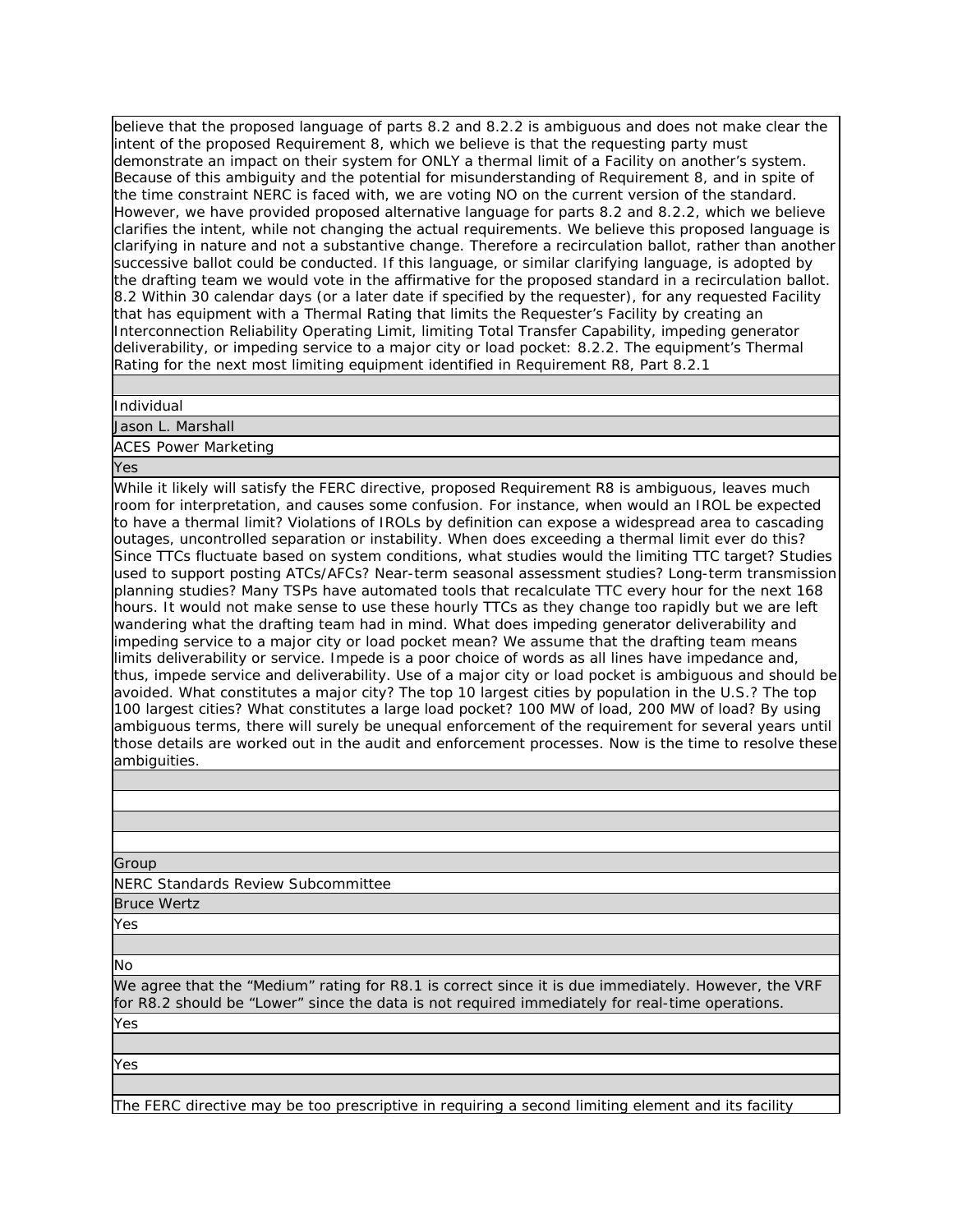believe that the proposed language of parts 8.2 and 8.2.2 is ambiguous and does not make clear the intent of the proposed Requirement 8, which we believe is that the requesting party must demonstrate an impact on their system for ONLY a thermal limit of a Facility on another's system. Because of this ambiguity and the potential for misunderstanding of Requirement 8, and in spite of the time constraint NERC is faced with, we are voting NO on the current version of the standard. However, we have provided proposed alternative language for parts 8.2 and 8.2.2, which we believe clarifies the intent, while not changing the actual requirements. We believe this proposed language is clarifying in nature and not a substantive change. Therefore a recirculation ballot, rather than another successive ballot could be conducted. If this language, or similar clarifying language, is adopted by the drafting team we would vote in the affirmative for the proposed standard in a recirculation ballot. 8.2 Within 30 calendar days (or a later date if specified by the requester), for any requested Facility that has equipment with a Thermal Rating that limits the Requester's Facility by creating an Interconnection Reliability Operating Limit, limiting Total Transfer Capability, impeding generator deliverability, or impeding service to a major city or load pocket: 8.2.2. The equipment's Thermal Rating for the next most limiting equipment identified in Requirement R8, Part 8.2.1

Individual

Jason L. Marshall

ACES Power Marketing

Yes

While it likely will satisfy the FERC directive, proposed Requirement R8 is ambiguous, leaves much room for interpretation, and causes some confusion. For instance, when would an IROL be expected to have a thermal limit? Violations of IROLs by definition can expose a widespread area to cascading outages, uncontrolled separation or instability. When does exceeding a thermal limit ever do this? Since TTCs fluctuate based on system conditions, what studies would the limiting TTC target? Studies used to support posting ATCs/AFCs? Near-term seasonal assessment studies? Long-term transmission planning studies? Many TSPs have automated tools that recalculate TTC every hour for the next 168 hours. It would not make sense to use these hourly TTCs as they change too rapidly but we are left wandering what the drafting team had in mind. What does impeding generator deliverability and impeding service to a major city or load pocket mean? We assume that the drafting team means limits deliverability or service. Impede is a poor choice of words as all lines have impedance and, thus, impede service and deliverability. Use of a major city or load pocket is ambiguous and should be avoided. What constitutes a major city? The top 10 largest cities by population in the U.S.? The top 100 largest cities? What constitutes a large load pocket? 100 MW of load, 200 MW of load? By using ambiguous terms, there will surely be unequal enforcement of the requirement for several years until those details are worked out in the audit and enforcement processes. Now is the time to resolve these ambiguities.

Group

NERC Standards Review Subcommittee

Bruce Wertz

Yes

No

We agree that the "Medium" rating for R8.1 is correct since it is due immediately. However, the VRF for R8.2 should be "Lower" since the data is not required immediately for real-time operations.

Yes

Yes

The FERC directive may be too prescriptive in requiring a second limiting element and its facility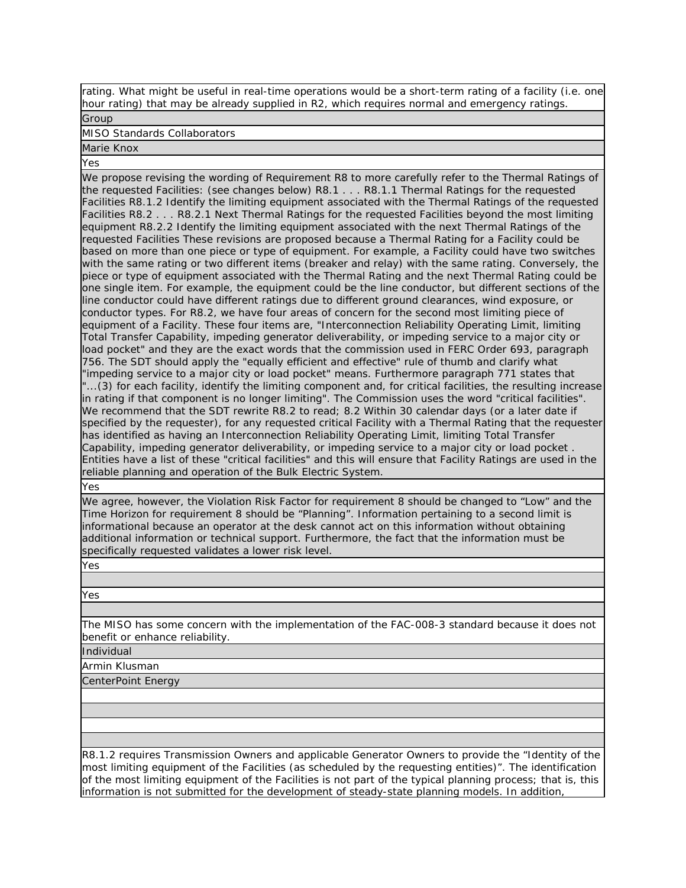rating. What might be useful in real-time operations would be a short-term rating of a facility (i.e. one hour rating) that may be already supplied in R2, which requires normal and emergency ratings.

Group

MISO Standards Collaborators

Marie Knox

Yes

We propose revising the wording of Requirement R8 to more carefully refer to the Thermal Ratings of the requested Facilities: (see changes below) R8.1 . . . R8.1.1 Thermal Ratings for the requested Facilities R8.1.2 Identify the limiting equipment associated with the Thermal Ratings of the requested Facilities R8.2 . . . R8.2.1 Next Thermal Ratings for the requested Facilities beyond the most limiting equipment R8.2.2 Identify the limiting equipment associated with the next Thermal Ratings of the requested Facilities These revisions are proposed because a Thermal Rating for a Facility could be based on more than one piece or type of equipment. For example, a Facility could have two switches with the same rating or two different items (breaker and relay) with the same rating. Conversely, the piece or type of equipment associated with the Thermal Rating and the next Thermal Rating could be one single item. For example, the equipment could be the line conductor, but different sections of the line conductor could have different ratings due to different ground clearances, wind exposure, or conductor types. For R8.2, we have four areas of concern for the second most limiting piece of equipment of a Facility. These four items are, "Interconnection Reliability Operating Limit, limiting Total Transfer Capability, impeding generator deliverability, or impeding service to a major city or load pocket" and they are the exact words that the commission used in FERC Order 693, paragraph 756. The SDT should apply the "equally efficient and effective" rule of thumb and clarify what "impeding service to a major city or load pocket" means. Furthermore paragraph 771 states that "...(3) for each facility, identify the limiting component and, for critical facilities, the resulting increase in rating if that component is no longer limiting". The Commission uses the word "critical facilities". We recommend that the SDT rewrite R8.2 to read; 8.2 Within 30 calendar days (or a later date if specified by the requester), for any requested critical Facility with a Thermal Rating that the requester has identified as having an Interconnection Reliability Operating Limit, limiting Total Transfer Capability, impeding generator deliverability, or impeding service to a major city or load pocket . Entities have a list of these "critical facilities" and this will ensure that Facility Ratings are used in the reliable planning and operation of the Bulk Electric System.

Yes

We agree, however, the Violation Risk Factor for requirement 8 should be changed to “Low” and the Time Horizon for requirement 8 should be “Planning”. Information pertaining to a second limit is informational because an operator at the desk cannot act on this information without obtaining additional information or technical support. Furthermore, the fact that the information must be specifically requested validates a lower risk level.

Yes

Yes

The MISO has some concern with the implementation of the FAC-008-3 standard because it does not benefit or enhance reliability.

Individual

Armin Klusman

CenterPoint Energy

R8.1.2 requires Transmission Owners and applicable Generator Owners to provide the “Identity of the most limiting equipment of the Facilities (as scheduled by the requesting entities)”. The identification of the most limiting equipment of the Facilities is not part of the typical planning process; that is, this information is not submitted for the development of steady-state planning models. In addition,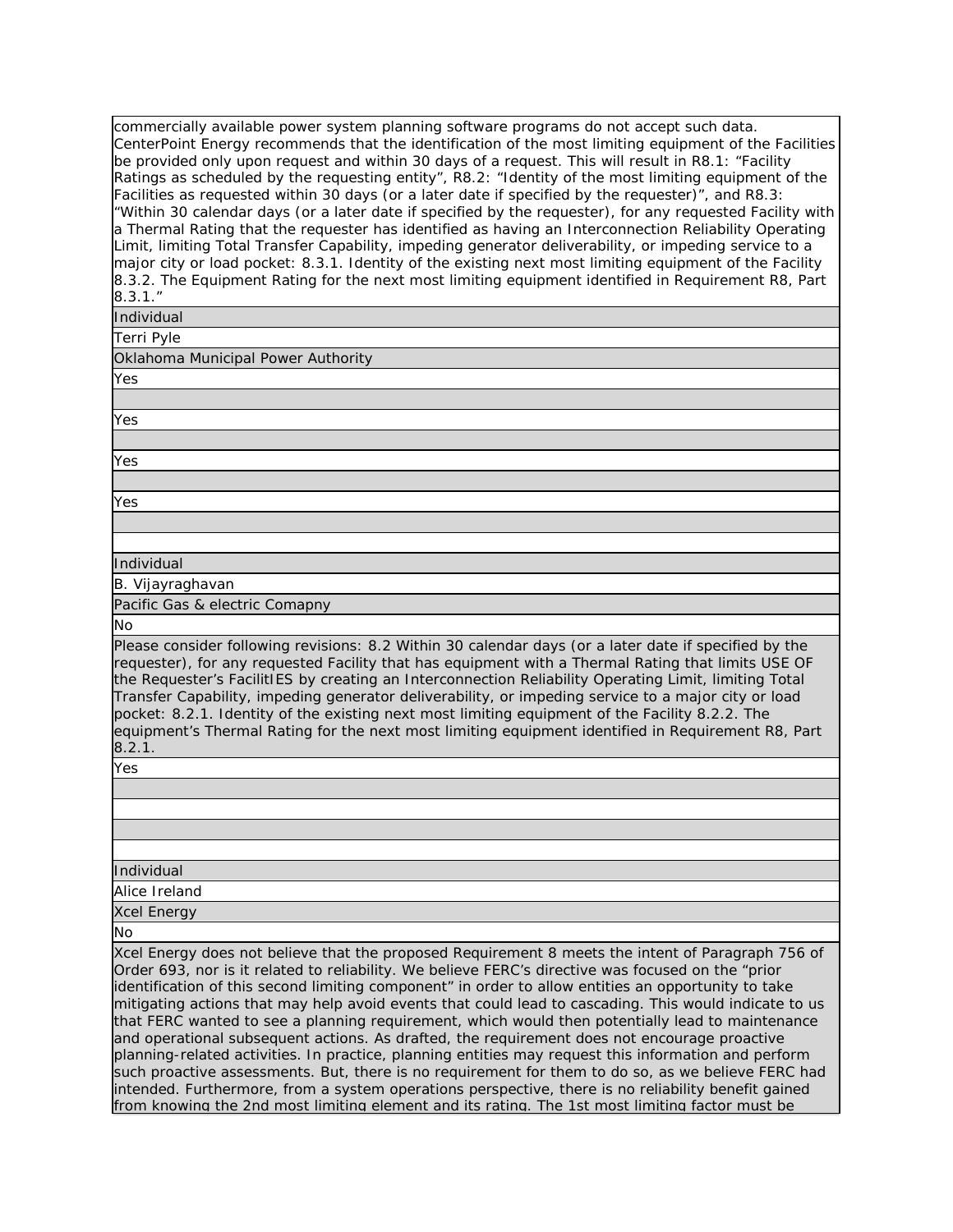commercially available power system planning software programs do not accept such data. CenterPoint Energy recommends that the identification of the most limiting equipment of the Facilities be provided only upon request and within 30 days of a request. This will result in R8.1: "Facility Ratings as scheduled by the requesting entity", R8.2: "Identity of the most limiting equipment of the Facilities as requested within 30 days (or a later date if specified by the requester)", and R8.3: "Within 30 calendar days (or a later date if specified by the requester), for any requested Facility with a Thermal Rating that the requester has identified as having an Interconnection Reliability Operating Limit, limiting Total Transfer Capability, impeding generator deliverability, or impeding service to a major city or load pocket: 8.3.1. Identity of the existing next most limiting equipment of the Facility 8.3.2. The Equipment Rating for the next most limiting equipment identified in Requirement R8, Part 8.3.1."

Individual

Terri Pyle

Oklahoma Municipal Power Authority

Yes

Yes

Yes

Yes

Individual

B. Vijayraghavan

Pacific Gas & electric Comapny

No

Please consider following revisions: 8.2 Within 30 calendar days (or a later date if specified by the requester), for any requested Facility that has equipment with a Thermal Rating that limits USE OF the Requester's FacilitIES by creating an Interconnection Reliability Operating Limit, limiting Total Transfer Capability, impeding generator deliverability, or impeding service to a major city or load pocket: 8.2.1. Identity of the existing next most limiting equipment of the Facility 8.2.2. The equipment's Thermal Rating for the next most limiting equipment identified in Requirement R8, Part 8.2.1.

Yes

Individual

Alice Ireland

Xcel Energy

No

Xcel Energy does not believe that the proposed Requirement 8 meets the intent of Paragraph 756 of Order 693, nor is it related to reliability. We believe FERC's directive was focused on the "prior identification of this second limiting component" in order to allow entities an opportunity to take mitigating actions that may help avoid events that could lead to cascading. This would indicate to us that FERC wanted to see a planning requirement, which would then potentially lead to maintenance and operational subsequent actions. As drafted, the requirement does not encourage proactive planning-related activities. In practice, planning entities may request this information and perform such proactive assessments. But, there is no requirement for them to do so, as we believe FERC had intended. Furthermore, from a system operations perspective, there is no reliability benefit gained from knowing the 2nd most limiting element and its rating. The 1st most limiting factor must be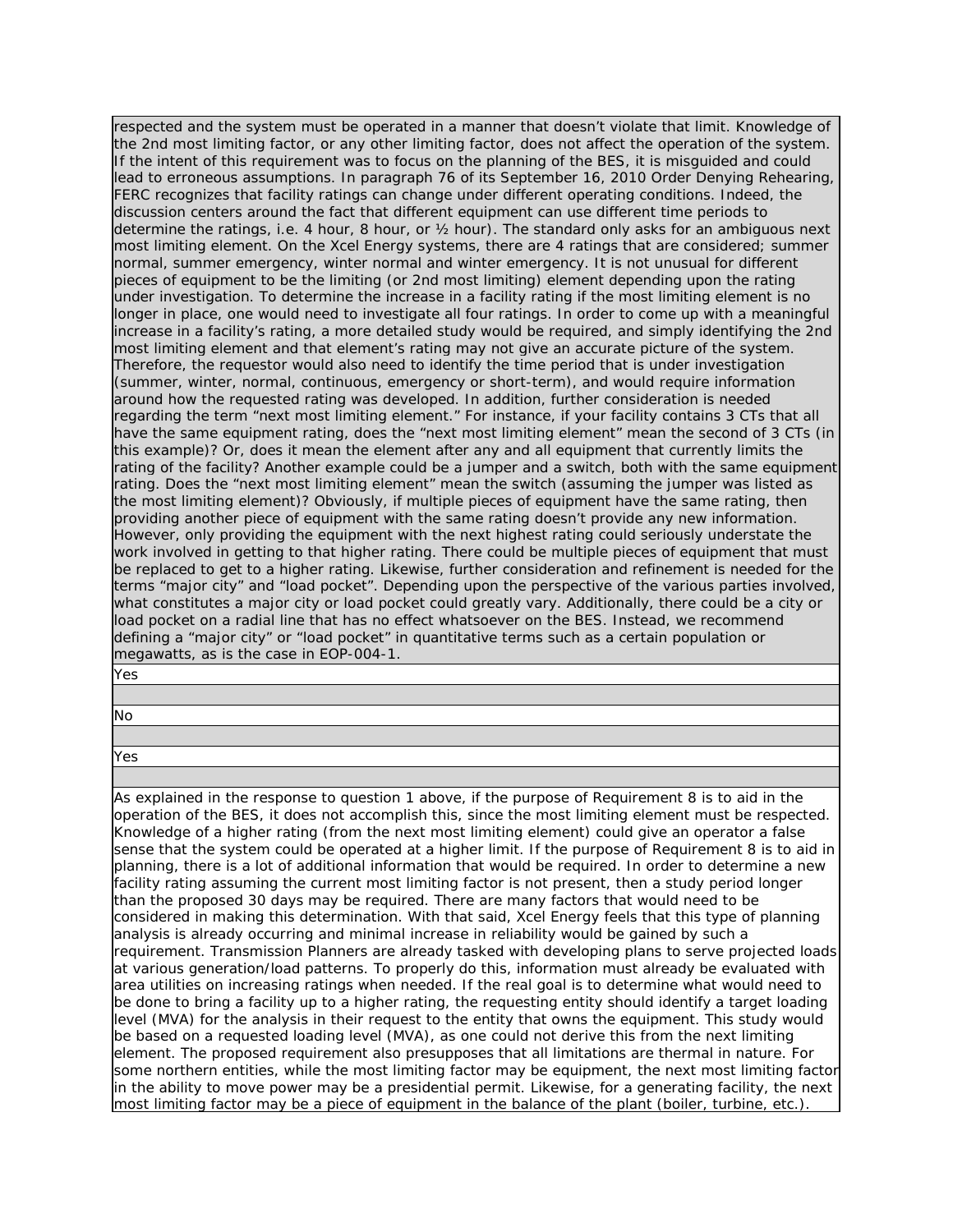respected and the system must be operated in a manner that doesn't violate that limit. Knowledge of the 2nd most limiting factor, or any other limiting factor, does not affect the operation of the system. If the intent of this requirement was to focus on the planning of the BES, it is misguided and could lead to erroneous assumptions. In paragraph 76 of its September 16, 2010 Order Denying Rehearing, FERC recognizes that facility ratings can change under different operating conditions. Indeed, the discussion centers around the fact that different equipment can use different time periods to determine the ratings, i.e. 4 hour, 8 hour, or ½ hour). The standard only asks for an ambiguous next most limiting element. On the Xcel Energy systems, there are 4 ratings that are considered; summer normal, summer emergency, winter normal and winter emergency. It is not unusual for different pieces of equipment to be the limiting (or 2nd most limiting) element depending upon the rating under investigation. To determine the increase in a facility rating if the most limiting element is no longer in place, one would need to investigate all four ratings. In order to come up with a meaningful increase in a facility's rating, a more detailed study would be required, and simply identifying the 2nd most limiting element and that element's rating may not give an accurate picture of the system. Therefore, the requestor would also need to identify the time period that is under investigation (summer, winter, normal, continuous, emergency or short-term), and would require information around how the requested rating was developed. In addition, further consideration is needed regarding the term "next most limiting element." For instance, if your facility contains 3 CTs that all have the same equipment rating, does the "next most limiting element" mean the second of 3 CTs (in this example)? Or, does it mean the element after any and all equipment that currently limits the rating of the facility? Another example could be a jumper and a switch, both with the same equipment rating. Does the "next most limiting element" mean the switch (assuming the jumper was listed as the most limiting element)? Obviously, if multiple pieces of equipment have the same rating, then providing another piece of equipment with the same rating doesn't provide any new information. However, only providing the equipment with the next highest rating could seriously understate the work involved in getting to that higher rating. There could be multiple pieces of equipment that must be replaced to get to a higher rating. Likewise, further consideration and refinement is needed for the terms "major city" and "load pocket". Depending upon the perspective of the various parties involved, what constitutes a major city or load pocket could greatly vary. Additionally, there could be a city or load pocket on a radial line that has no effect whatsoever on the BES. Instead, we recommend defining a "major city" or "load pocket" in quantitative terms such as a certain population or megawatts, as is the case in EOP-004-1.

Yes

No

Yes

As explained in the response to question 1 above, if the purpose of Requirement 8 is to aid in the operation of the BES, it does not accomplish this, since the most limiting element must be respected. Knowledge of a higher rating (from the next most limiting element) could give an operator a false sense that the system could be operated at a higher limit. If the purpose of Requirement 8 is to aid in planning, there is a lot of additional information that would be required. In order to determine a new facility rating assuming the current most limiting factor is not present, then a study period longer than the proposed 30 days may be required. There are many factors that would need to be considered in making this determination. With that said, Xcel Energy feels that this type of planning analysis is already occurring and minimal increase in reliability would be gained by such a requirement. Transmission Planners are already tasked with developing plans to serve projected loads at various generation/load patterns. To properly do this, information must already be evaluated with area utilities on increasing ratings when needed. If the real goal is to determine what would need to be done to bring a facility up to a higher rating, the requesting entity should identify a target loading level (MVA) for the analysis in their request to the entity that owns the equipment. This study would be based on a requested loading level (MVA), as one could not derive this from the next limiting element. The proposed requirement also presupposes that all limitations are thermal in nature. For some northern entities, while the most limiting factor may be equipment, the next most limiting factor in the ability to move power may be a presidential permit. Likewise, for a generating facility, the next most limiting factor may be a piece of equipment in the balance of the plant (boiler, turbine, etc.).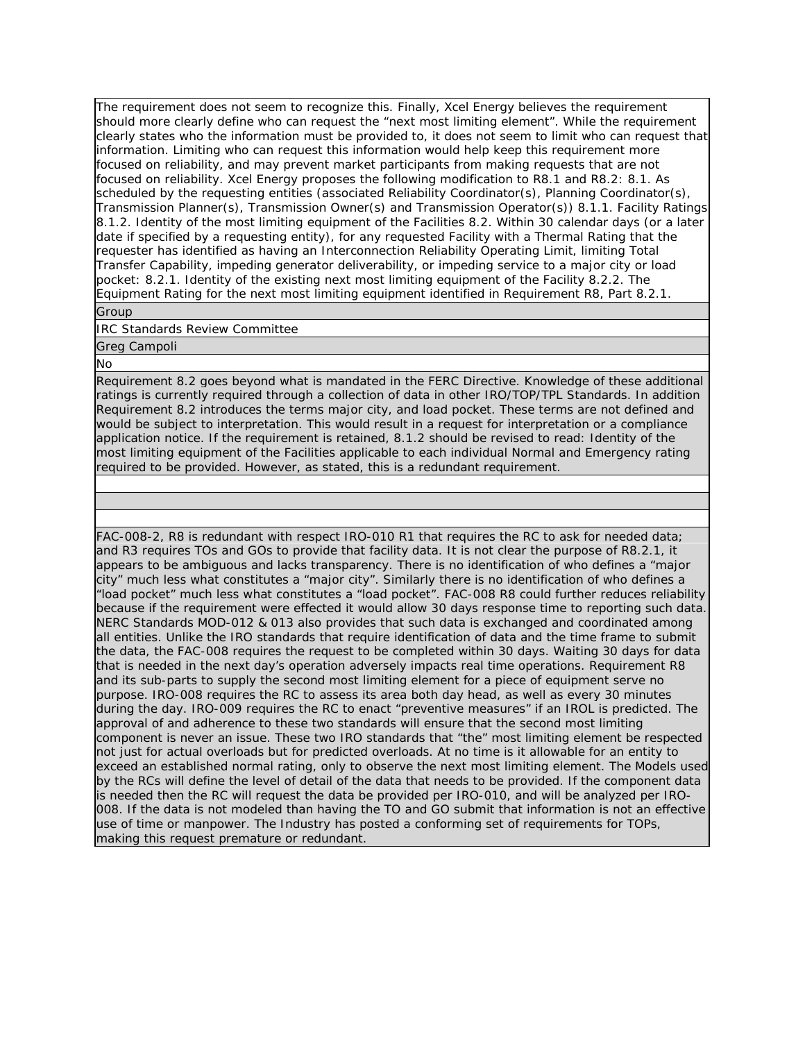The requirement does not seem to recognize this. Finally, Xcel Energy believes the requirement should more clearly define who can request the "next most limiting element". While the requirement clearly states who the information must be provided to, it does not seem to limit who can request that information. Limiting who can request this information would help keep this requirement more focused on reliability, and may prevent market participants from making requests that are not focused on reliability. Xcel Energy proposes the following modification to R8.1 and R8.2: 8.1. As scheduled by the requesting entities (associated Reliability Coordinator(s), Planning Coordinator(s), Transmission Planner(s), Transmission Owner(s) and Transmission Operator(s)) 8.1.1. Facility Ratings 8.1.2. Identity of the most limiting equipment of the Facilities 8.2. Within 30 calendar days (or a later date if specified by a requesting entity), for any requested Facility with a Thermal Rating that the requester has identified as having an Interconnection Reliability Operating Limit, limiting Total Transfer Capability, impeding generator deliverability, or impeding service to a major city or load pocket: 8.2.1. Identity of the existing next most limiting equipment of the Facility 8.2.2. The Equipment Rating for the next most limiting equipment identified in Requirement R8, Part 8.2.1.

Group

IRC Standards Review Committee

Greg Campoli

No

Requirement 8.2 goes beyond what is mandated in the FERC Directive. Knowledge of these additional ratings is currently required through a collection of data in other IRO/TOP/TPL Standards. In addition Requirement 8.2 introduces the terms major city, and load pocket. These terms are not defined and would be subject to interpretation. This would result in a request for interpretation or a compliance application notice. If the requirement is retained, 8.1.2 should be revised to read: Identity of the most limiting equipment of the Facilities applicable to each individual Normal and Emergency rating required to be provided. However, as stated, this is a redundant requirement.

FAC-008-2, R8 is redundant with respect IRO-010 R1 that requires the RC to ask for needed data; and R3 requires TOs and GOs to provide that facility data. It is not clear the purpose of R8.2.1, it appears to be ambiguous and lacks transparency. There is no identification of who defines a "major city" much less what constitutes a "major city". Similarly there is no identification of who defines a "load pocket" much less what constitutes a "load pocket". FAC-008 R8 could further reduces reliability because if the requirement were effected it would allow 30 days response time to reporting such data. NERC Standards MOD-012 & 013 also provides that such data is exchanged and coordinated among all entities. Unlike the IRO standards that require identification of data and the time frame to submit the data, the FAC-008 requires the request to be completed within 30 days. Waiting 30 days for data that is needed in the next day's operation adversely impacts real time operations. Requirement R8 and its sub-parts to supply the second most limiting element for a piece of equipment serve no purpose. IRO-008 requires the RC to assess its area both day head, as well as every 30 minutes during the day. IRO-009 requires the RC to enact "preventive measures" if an IROL is predicted. The approval of and adherence to these two standards will ensure that the second most limiting component is never an issue. These two IRO standards that "the" most limiting element be respected not just for actual overloads but for predicted overloads. At no time is it allowable for an entity to exceed an established normal rating, only to observe the next most limiting element. The Models used by the RCs will define the level of detail of the data that needs to be provided. If the component data is needed then the RC will request the data be provided per IRO-010, and will be analyzed per IRO-008. If the data is not modeled than having the TO and GO submit that information is not an effective use of time or manpower. The Industry has posted a conforming set of requirements for TOPs, making this request premature or redundant.